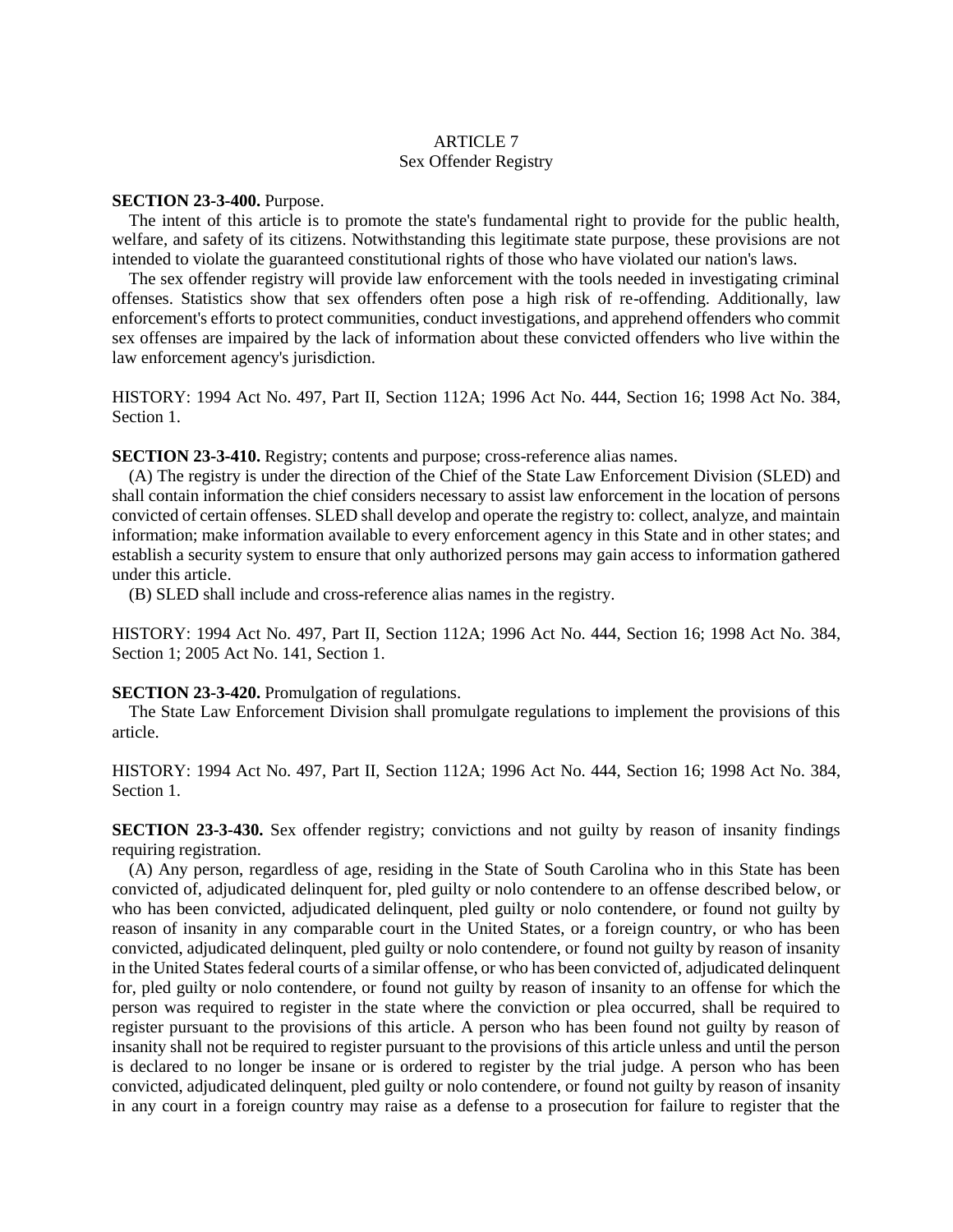# ARTICLE 7
## Sex Offender Registry

**SECTION 23-3-400.** Purpose.

The intent of this article is to promote the state's fundamental right to provide for the public health, welfare, and safety of its citizens. Notwithstanding this legitimate state purpose, these provisions are not intended to violate the guaranteed constitutional rights of those who have violated our nation's laws.

The sex offender registry will provide law enforcement with the tools needed in investigating criminal offenses. Statistics show that sex offenders often pose a high risk of re-offending. Additionally, law enforcement's efforts to protect communities, conduct investigations, and apprehend offenders who commit sex offenses are impaired by the lack of information about these convicted offenders who live within the law enforcement agency's jurisdiction.

HISTORY: 1994 Act No. 497, Part II, Section 112A; 1996 Act No. 444, Section 16; 1998 Act No. 384, Section 1.

**SECTION 23-3-410.** Registry; contents and purpose; cross-reference alias names.

(A) The registry is under the direction of the Chief of the State Law Enforcement Division (SLED) and shall contain information the chief considers necessary to assist law enforcement in the location of persons convicted of certain offenses. SLED shall develop and operate the registry to: collect, analyze, and maintain information; make information available to every enforcement agency in this State and in other states; and establish a security system to ensure that only authorized persons may gain access to information gathered under this article.

(B) SLED shall include and cross-reference alias names in the registry.

HISTORY: 1994 Act No. 497, Part II, Section 112A; 1996 Act No. 444, Section 16; 1998 Act No. 384, Section 1; 2005 Act No. 141, Section 1.

**SECTION 23-3-420.** Promulgation of regulations.

The State Law Enforcement Division shall promulgate regulations to implement the provisions of this article.

HISTORY: 1994 Act No. 497, Part II, Section 112A; 1996 Act No. 444, Section 16; 1998 Act No. 384, Section 1.

**SECTION 23-3-430.** Sex offender registry; convictions and not guilty by reason of insanity findings requiring registration.

(A) Any person, regardless of age, residing in the State of South Carolina who in this State has been convicted of, adjudicated delinquent for, pled guilty or nolo contendere to an offense described below, or who has been convicted, adjudicated delinquent, pled guilty or nolo contendere, or found not guilty by reason of insanity in any comparable court in the United States, or a foreign country, or who has been convicted, adjudicated delinquent, pled guilty or nolo contendere, or found not guilty by reason of insanity in the United States federal courts of a similar offense, or who has been convicted of, adjudicated delinquent for, pled guilty or nolo contendere, or found not guilty by reason of insanity to an offense for which the person was required to register in the state where the conviction or plea occurred, shall be required to register pursuant to the provisions of this article. A person who has been found not guilty by reason of insanity shall not be required to register pursuant to the provisions of this article unless and until the person is declared to no longer be insane or is ordered to register by the trial judge. A person who has been convicted, adjudicated delinquent, pled guilty or nolo contendere, or found not guilty by reason of insanity in any court in a foreign country may raise as a defense to a prosecution for failure to register that the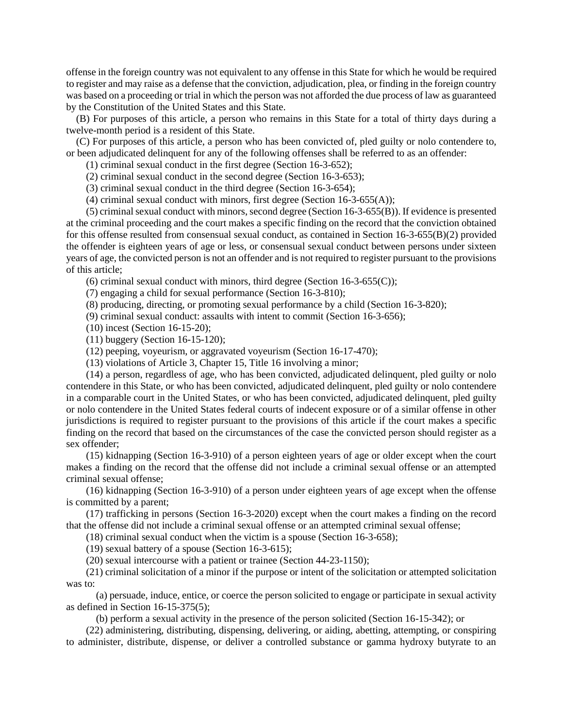offense in the foreign country was not equivalent to any offense in this State for which he would be required to register and may raise as a defense that the conviction, adjudication, plea, or finding in the foreign country was based on a proceeding or trial in which the person was not afforded the due process of law as guaranteed by the Constitution of the United States and this State.

(B) For purposes of this article, a person who remains in this State for a total of thirty days during a twelve-month period is a resident of this State.

(C) For purposes of this article, a person who has been convicted of, pled guilty or nolo contendere to, or been adjudicated delinquent for any of the following offenses shall be referred to as an offender:

(1) criminal sexual conduct in the first degree (Section 16-3-652);

(2) criminal sexual conduct in the second degree (Section 16-3-653);

(3) criminal sexual conduct in the third degree (Section 16-3-654);

(4) criminal sexual conduct with minors, first degree (Section 16-3-655(A));

(5) criminal sexual conduct with minors, second degree (Section 16-3-655(B)). If evidence is presented at the criminal proceeding and the court makes a specific finding on the record that the conviction obtained for this offense resulted from consensual sexual conduct, as contained in Section 16-3-655(B)(2) provided the offender is eighteen years of age or less, or consensual sexual conduct between persons under sixteen years of age, the convicted person is not an offender and is not required to register pursuant to the provisions of this article;

(6) criminal sexual conduct with minors, third degree (Section 16-3-655(C));

(7) engaging a child for sexual performance (Section 16-3-810);

(8) producing, directing, or promoting sexual performance by a child (Section 16-3-820);

(9) criminal sexual conduct: assaults with intent to commit (Section 16-3-656);

(10) incest (Section 16-15-20);

(11) buggery (Section 16-15-120);

(12) peeping, voyeurism, or aggravated voyeurism (Section 16-17-470);

(13) violations of Article 3, Chapter 15, Title 16 involving a minor;

(14) a person, regardless of age, who has been convicted, adjudicated delinquent, pled guilty or nolo contendere in this State, or who has been convicted, adjudicated delinquent, pled guilty or nolo contendere in a comparable court in the United States, or who has been convicted, adjudicated delinquent, pled guilty or nolo contendere in the United States federal courts of indecent exposure or of a similar offense in other jurisdictions is required to register pursuant to the provisions of this article if the court makes a specific finding on the record that based on the circumstances of the case the convicted person should register as a sex offender;

(15) kidnapping (Section 16-3-910) of a person eighteen years of age or older except when the court makes a finding on the record that the offense did not include a criminal sexual offense or an attempted criminal sexual offense;

(16) kidnapping (Section 16-3-910) of a person under eighteen years of age except when the offense is committed by a parent;

(17) trafficking in persons (Section 16-3-2020) except when the court makes a finding on the record that the offense did not include a criminal sexual offense or an attempted criminal sexual offense;

(18) criminal sexual conduct when the victim is a spouse (Section 16-3-658);

(19) sexual battery of a spouse (Section 16-3-615);

(20) sexual intercourse with a patient or trainee (Section 44-23-1150);

(21) criminal solicitation of a minor if the purpose or intent of the solicitation or attempted solicitation was to:

(a) persuade, induce, entice, or coerce the person solicited to engage or participate in sexual activity as defined in Section 16-15-375(5);

(b) perform a sexual activity in the presence of the person solicited (Section 16-15-342); or

(22) administering, distributing, dispensing, delivering, or aiding, abetting, attempting, or conspiring to administer, distribute, dispense, or deliver a controlled substance or gamma hydroxy butyrate to an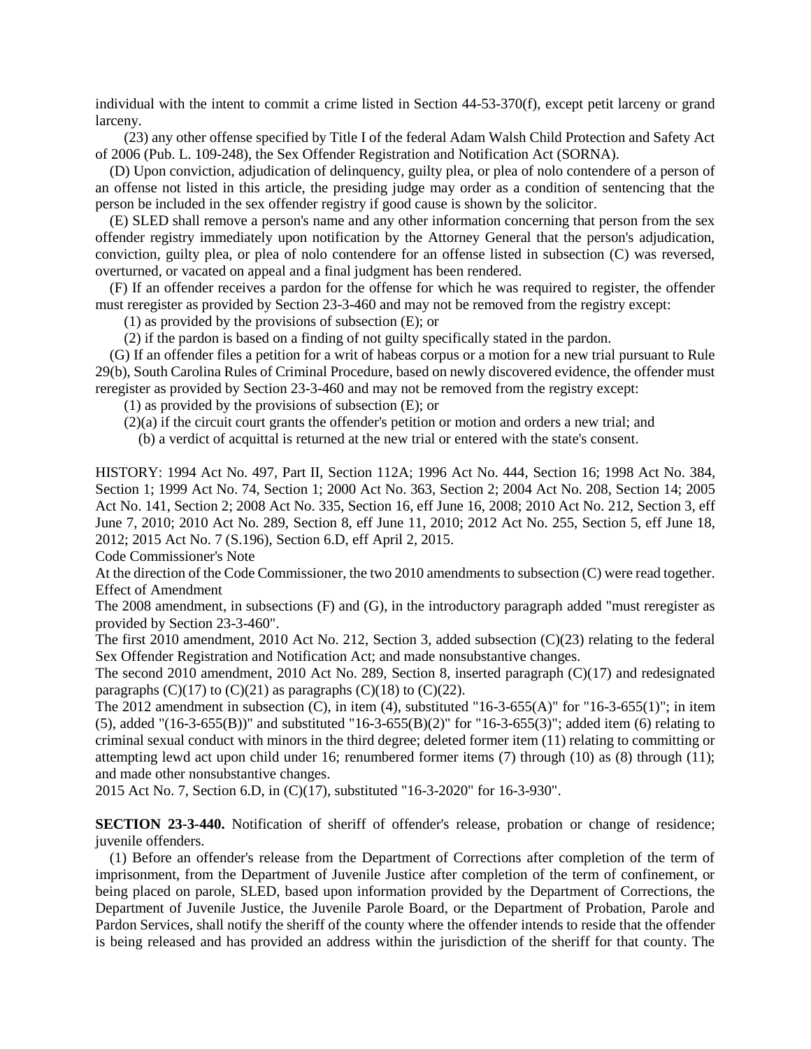individual with the intent to commit a crime listed in Section 44-53-370(f), except petit larceny or grand larceny.

(23) any other offense specified by Title I of the federal Adam Walsh Child Protection and Safety Act of 2006 (Pub. L. 109-248), the Sex Offender Registration and Notification Act (SORNA).

(D) Upon conviction, adjudication of delinquency, guilty plea, or plea of nolo contendere of a person of an offense not listed in this article, the presiding judge may order as a condition of sentencing that the person be included in the sex offender registry if good cause is shown by the solicitor.

(E) SLED shall remove a person's name and any other information concerning that person from the sex offender registry immediately upon notification by the Attorney General that the person's adjudication, conviction, guilty plea, or plea of nolo contendere for an offense listed in subsection (C) was reversed, overturned, or vacated on appeal and a final judgment has been rendered.

(F) If an offender receives a pardon for the offense for which he was required to register, the offender must reregister as provided by Section 23-3-460 and may not be removed from the registry except:

(1) as provided by the provisions of subsection (E); or

(2) if the pardon is based on a finding of not guilty specifically stated in the pardon.

(G) If an offender files a petition for a writ of habeas corpus or a motion for a new trial pursuant to Rule 29(b), South Carolina Rules of Criminal Procedure, based on newly discovered evidence, the offender must reregister as provided by Section 23-3-460 and may not be removed from the registry except:

(1) as provided by the provisions of subsection (E); or

(2)(a) if the circuit court grants the offender's petition or motion and orders a new trial; and

(b) a verdict of acquittal is returned at the new trial or entered with the state's consent.

HISTORY: 1994 Act No. 497, Part II, Section 112A; 1996 Act No. 444, Section 16; 1998 Act No. 384, Section 1; 1999 Act No. 74, Section 1; 2000 Act No. 363, Section 2; 2004 Act No. 208, Section 14; 2005 Act No. 141, Section 2; 2008 Act No. 335, Section 16, eff June 16, 2008; 2010 Act No. 212, Section 3, eff June 7, 2010; 2010 Act No. 289, Section 8, eff June 11, 2010; 2012 Act No. 255, Section 5, eff June 18, 2012; 2015 Act No. 7 (S.196), Section 6.D, eff April 2, 2015.

Code Commissioner's Note

At the direction of the Code Commissioner, the two 2010 amendments to subsection (C) were read together.

Effect of Amendment

The 2008 amendment, in subsections (F) and (G), in the introductory paragraph added "must reregister as provided by Section 23-3-460".

The first 2010 amendment, 2010 Act No. 212, Section 3, added subsection (C)(23) relating to the federal Sex Offender Registration and Notification Act; and made nonsubstantive changes.

The second 2010 amendment, 2010 Act No. 289, Section 8, inserted paragraph (C)(17) and redesignated paragraphs (C)(17) to (C)(21) as paragraphs (C)(18) to (C)(22).

The 2012 amendment in subsection (C), in item (4), substituted "16-3-655(A)" for "16-3-655(1)"; in item (5), added "(16-3-655(B))" and substituted "16-3-655(B)(2)" for "16-3-655(3)"; added item (6) relating to criminal sexual conduct with minors in the third degree; deleted former item (11) relating to committing or attempting lewd act upon child under 16; renumbered former items (7) through (10) as (8) through (11); and made other nonsubstantive changes.

2015 Act No. 7, Section 6.D, in (C)(17), substituted "16-3-2020" for 16-3-930".

**SECTION 23-3-440.** Notification of sheriff of offender's release, probation or change of residence; juvenile offenders.

(1) Before an offender's release from the Department of Corrections after completion of the term of imprisonment, from the Department of Juvenile Justice after completion of the term of confinement, or being placed on parole, SLED, based upon information provided by the Department of Corrections, the Department of Juvenile Justice, the Juvenile Parole Board, or the Department of Probation, Parole and Pardon Services, shall notify the sheriff of the county where the offender intends to reside that the offender is being released and has provided an address within the jurisdiction of the sheriff for that county. The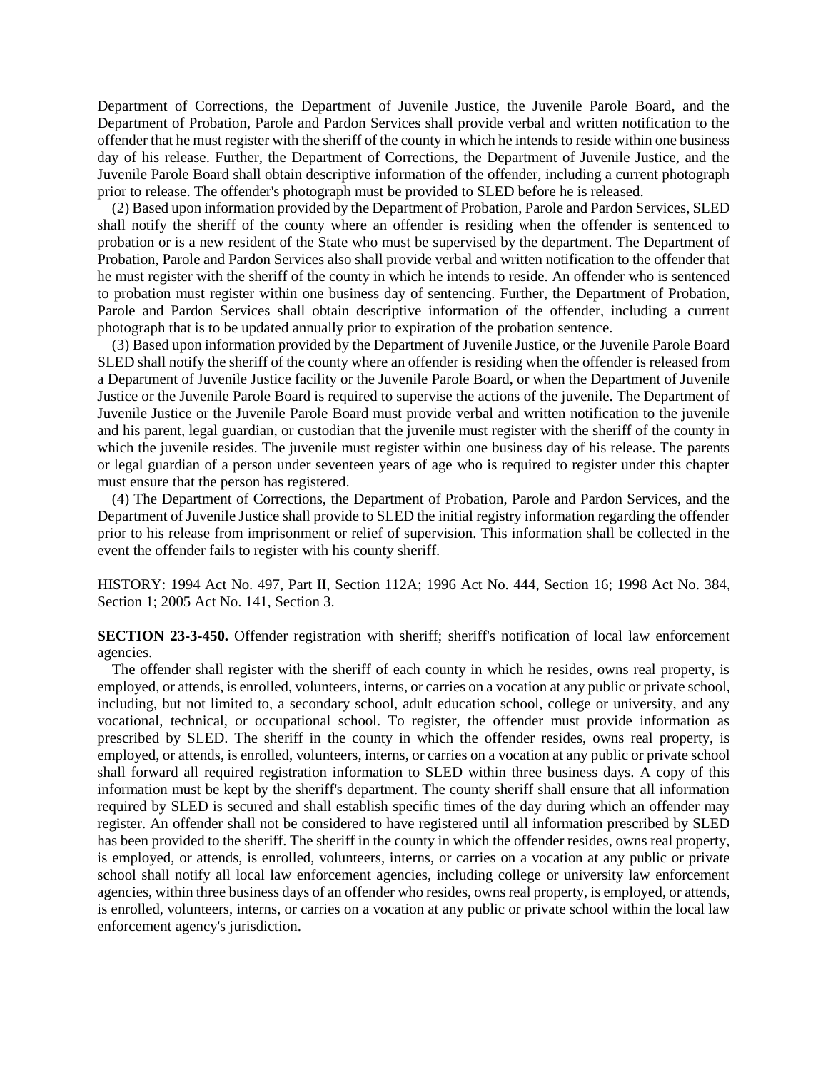Department of Corrections, the Department of Juvenile Justice, the Juvenile Parole Board, and the Department of Probation, Parole and Pardon Services shall provide verbal and written notification to the offender that he must register with the sheriff of the county in which he intends to reside within one business day of his release. Further, the Department of Corrections, the Department of Juvenile Justice, and the Juvenile Parole Board shall obtain descriptive information of the offender, including a current photograph prior to release. The offender's photograph must be provided to SLED before he is released.

(2) Based upon information provided by the Department of Probation, Parole and Pardon Services, SLED shall notify the sheriff of the county where an offender is residing when the offender is sentenced to probation or is a new resident of the State who must be supervised by the department. The Department of Probation, Parole and Pardon Services also shall provide verbal and written notification to the offender that he must register with the sheriff of the county in which he intends to reside. An offender who is sentenced to probation must register within one business day of sentencing. Further, the Department of Probation, Parole and Pardon Services shall obtain descriptive information of the offender, including a current photograph that is to be updated annually prior to expiration of the probation sentence.

(3) Based upon information provided by the Department of Juvenile Justice, or the Juvenile Parole Board SLED shall notify the sheriff of the county where an offender is residing when the offender is released from a Department of Juvenile Justice facility or the Juvenile Parole Board, or when the Department of Juvenile Justice or the Juvenile Parole Board is required to supervise the actions of the juvenile. The Department of Juvenile Justice or the Juvenile Parole Board must provide verbal and written notification to the juvenile and his parent, legal guardian, or custodian that the juvenile must register with the sheriff of the county in which the juvenile resides. The juvenile must register within one business day of his release. The parents or legal guardian of a person under seventeen years of age who is required to register under this chapter must ensure that the person has registered.

(4) The Department of Corrections, the Department of Probation, Parole and Pardon Services, and the Department of Juvenile Justice shall provide to SLED the initial registry information regarding the offender prior to his release from imprisonment or relief of supervision. This information shall be collected in the event the offender fails to register with his county sheriff.

HISTORY: 1994 Act No. 497, Part II, Section 112A; 1996 Act No. 444, Section 16; 1998 Act No. 384, Section 1; 2005 Act No. 141, Section 3.

**SECTION 23-3-450.** Offender registration with sheriff; sheriff's notification of local law enforcement agencies.

The offender shall register with the sheriff of each county in which he resides, owns real property, is employed, or attends, is enrolled, volunteers, interns, or carries on a vocation at any public or private school, including, but not limited to, a secondary school, adult education school, college or university, and any vocational, technical, or occupational school. To register, the offender must provide information as prescribed by SLED. The sheriff in the county in which the offender resides, owns real property, is employed, or attends, is enrolled, volunteers, interns, or carries on a vocation at any public or private school shall forward all required registration information to SLED within three business days. A copy of this information must be kept by the sheriff's department. The county sheriff shall ensure that all information required by SLED is secured and shall establish specific times of the day during which an offender may register. An offender shall not be considered to have registered until all information prescribed by SLED has been provided to the sheriff. The sheriff in the county in which the offender resides, owns real property, is employed, or attends, is enrolled, volunteers, interns, or carries on a vocation at any public or private school shall notify all local law enforcement agencies, including college or university law enforcement agencies, within three business days of an offender who resides, owns real property, is employed, or attends, is enrolled, volunteers, interns, or carries on a vocation at any public or private school within the local law enforcement agency's jurisdiction.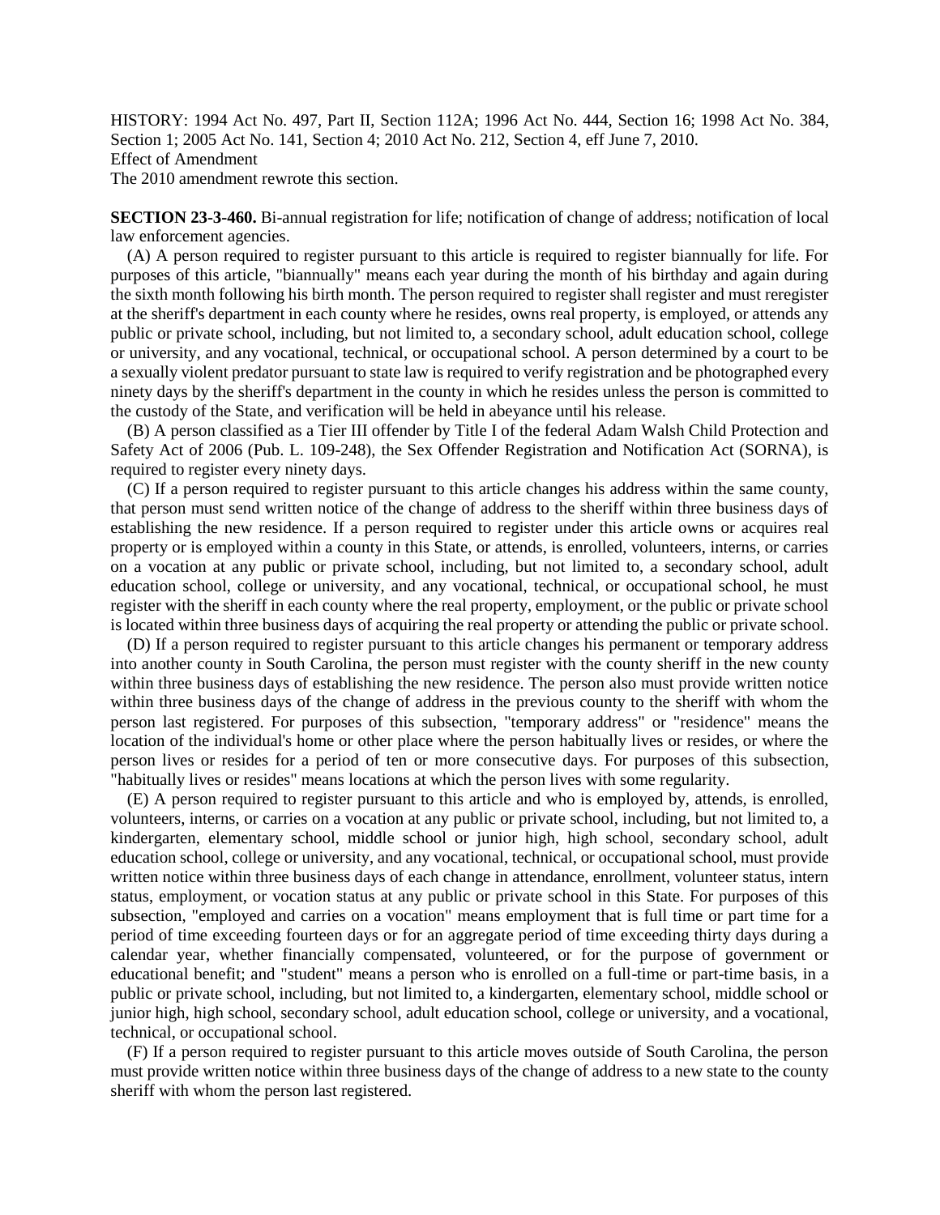HISTORY: 1994 Act No. 497, Part II, Section 112A; 1996 Act No. 444, Section 16; 1998 Act No. 384, Section 1; 2005 Act No. 141, Section 4; 2010 Act No. 212, Section 4, eff June 7, 2010.
Effect of Amendment
The 2010 amendment rewrote this section.

**SECTION 23-3-460.** Bi-annual registration for life; notification of change of address; notification of local law enforcement agencies.

(A) A person required to register pursuant to this article is required to register biannually for life. For purposes of this article, "biannually" means each year during the month of his birthday and again during the sixth month following his birth month. The person required to register shall register and must reregister at the sheriff's department in each county where he resides, owns real property, is employed, or attends any public or private school, including, but not limited to, a secondary school, adult education school, college or university, and any vocational, technical, or occupational school. A person determined by a court to be a sexually violent predator pursuant to state law is required to verify registration and be photographed every ninety days by the sheriff's department in the county in which he resides unless the person is committed to the custody of the State, and verification will be held in abeyance until his release.

(B) A person classified as a Tier III offender by Title I of the federal Adam Walsh Child Protection and Safety Act of 2006 (Pub. L. 109-248), the Sex Offender Registration and Notification Act (SORNA), is required to register every ninety days.

(C) If a person required to register pursuant to this article changes his address within the same county, that person must send written notice of the change of address to the sheriff within three business days of establishing the new residence. If a person required to register under this article owns or acquires real property or is employed within a county in this State, or attends, is enrolled, volunteers, interns, or carries on a vocation at any public or private school, including, but not limited to, a secondary school, adult education school, college or university, and any vocational, technical, or occupational school, he must register with the sheriff in each county where the real property, employment, or the public or private school is located within three business days of acquiring the real property or attending the public or private school.

(D) If a person required to register pursuant to this article changes his permanent or temporary address into another county in South Carolina, the person must register with the county sheriff in the new county within three business days of establishing the new residence. The person also must provide written notice within three business days of the change of address in the previous county to the sheriff with whom the person last registered. For purposes of this subsection, "temporary address" or "residence" means the location of the individual's home or other place where the person habitually lives or resides, or where the person lives or resides for a period of ten or more consecutive days. For purposes of this subsection, "habitually lives or resides" means locations at which the person lives with some regularity.

(E) A person required to register pursuant to this article and who is employed by, attends, is enrolled, volunteers, interns, or carries on a vocation at any public or private school, including, but not limited to, a kindergarten, elementary school, middle school or junior high, high school, secondary school, adult education school, college or university, and any vocational, technical, or occupational school, must provide written notice within three business days of each change in attendance, enrollment, volunteer status, intern status, employment, or vocation status at any public or private school in this State. For purposes of this subsection, "employed and carries on a vocation" means employment that is full time or part time for a period of time exceeding fourteen days or for an aggregate period of time exceeding thirty days during a calendar year, whether financially compensated, volunteered, or for the purpose of government or educational benefit; and "student" means a person who is enrolled on a full-time or part-time basis, in a public or private school, including, but not limited to, a kindergarten, elementary school, middle school or junior high, high school, secondary school, adult education school, college or university, and a vocational, technical, or occupational school.

(F) If a person required to register pursuant to this article moves outside of South Carolina, the person must provide written notice within three business days of the change of address to a new state to the county sheriff with whom the person last registered.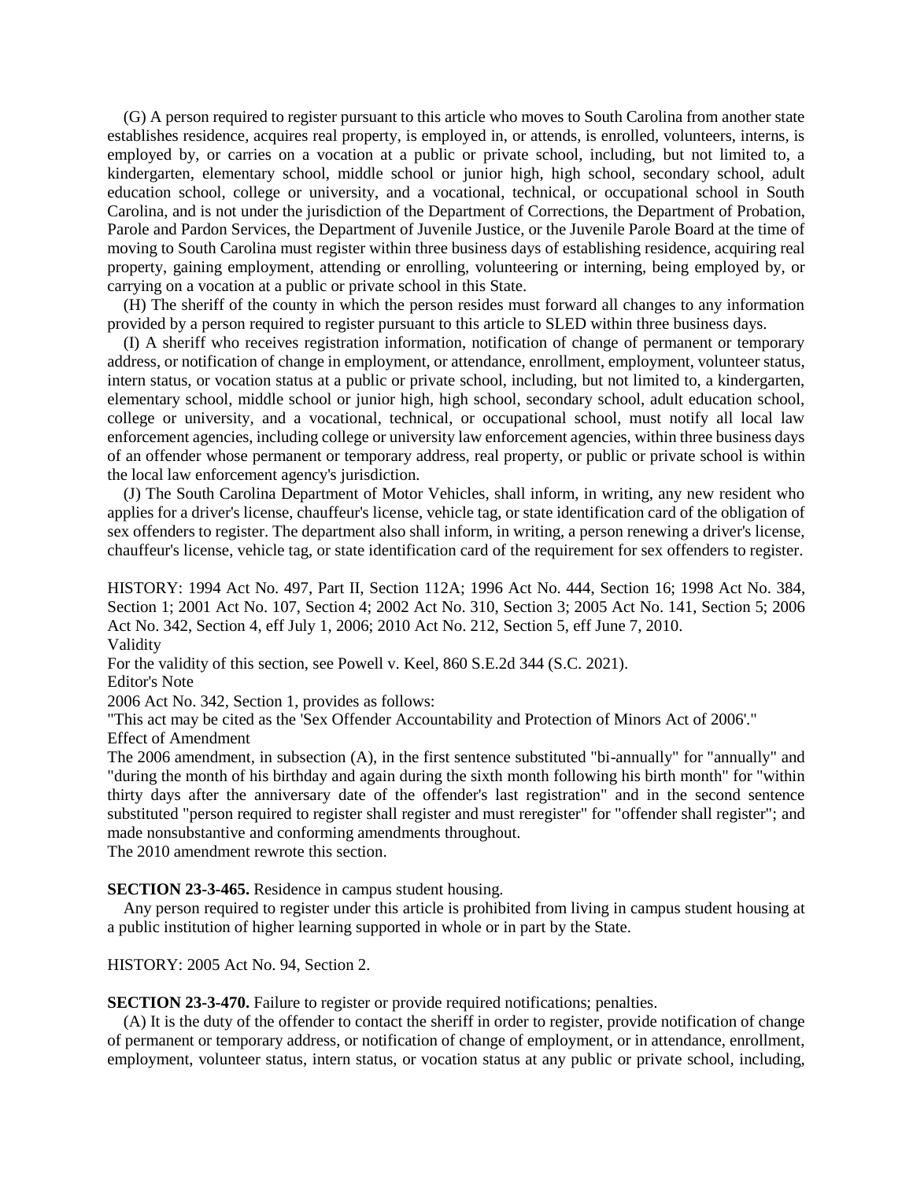(G) A person required to register pursuant to this article who moves to South Carolina from another state establishes residence, acquires real property, is employed in, or attends, is enrolled, volunteers, interns, is employed by, or carries on a vocation at a public or private school, including, but not limited to, a kindergarten, elementary school, middle school or junior high, high school, secondary school, adult education school, college or university, and a vocational, technical, or occupational school in South Carolina, and is not under the jurisdiction of the Department of Corrections, the Department of Probation, Parole and Pardon Services, the Department of Juvenile Justice, or the Juvenile Parole Board at the time of moving to South Carolina must register within three business days of establishing residence, acquiring real property, gaining employment, attending or enrolling, volunteering or interning, being employed by, or carrying on a vocation at a public or private school in this State.

(H) The sheriff of the county in which the person resides must forward all changes to any information provided by a person required to register pursuant to this article to SLED within three business days.

(I) A sheriff who receives registration information, notification of change of permanent or temporary address, or notification of change in employment, or attendance, enrollment, employment, volunteer status, intern status, or vocation status at a public or private school, including, but not limited to, a kindergarten, elementary school, middle school or junior high, high school, secondary school, adult education school, college or university, and a vocational, technical, or occupational school, must notify all local law enforcement agencies, including college or university law enforcement agencies, within three business days of an offender whose permanent or temporary address, real property, or public or private school is within the local law enforcement agency's jurisdiction.

(J) The South Carolina Department of Motor Vehicles, shall inform, in writing, any new resident who applies for a driver's license, chauffeur's license, vehicle tag, or state identification card of the obligation of sex offenders to register. The department also shall inform, in writing, a person renewing a driver's license, chauffeur's license, vehicle tag, or state identification card of the requirement for sex offenders to register.

HISTORY: 1994 Act No. 497, Part II, Section 112A; 1996 Act No. 444, Section 16; 1998 Act No. 384, Section 1; 2001 Act No. 107, Section 4; 2002 Act No. 310, Section 3; 2005 Act No. 141, Section 5; 2006 Act No. 342, Section 4, eff July 1, 2006; 2010 Act No. 212, Section 5, eff June 7, 2010.

Validity

For the validity of this section, see Powell v. Keel, 860 S.E.2d 344 (S.C. 2021).

Editor's Note

2006 Act No. 342, Section 1, provides as follows:

"This act may be cited as the 'Sex Offender Accountability and Protection of Minors Act of 2006'."

Effect of Amendment

The 2006 amendment, in subsection (A), in the first sentence substituted "bi-annually" for "annually" and "during the month of his birthday and again during the sixth month following his birth month" for "within thirty days after the anniversary date of the offender's last registration" and in the second sentence substituted "person required to register shall register and must reregister" for "offender shall register"; and made nonsubstantive and conforming amendments throughout.

The 2010 amendment rewrote this section.

**SECTION 23-3-465.** Residence in campus student housing.

Any person required to register under this article is prohibited from living in campus student housing at a public institution of higher learning supported in whole or in part by the State.

HISTORY: 2005 Act No. 94, Section 2.

**SECTION 23-3-470.** Failure to register or provide required notifications; penalties.

(A) It is the duty of the offender to contact the sheriff in order to register, provide notification of change of permanent or temporary address, or notification of change of employment, or in attendance, enrollment, employment, volunteer status, intern status, or vocation status at any public or private school, including,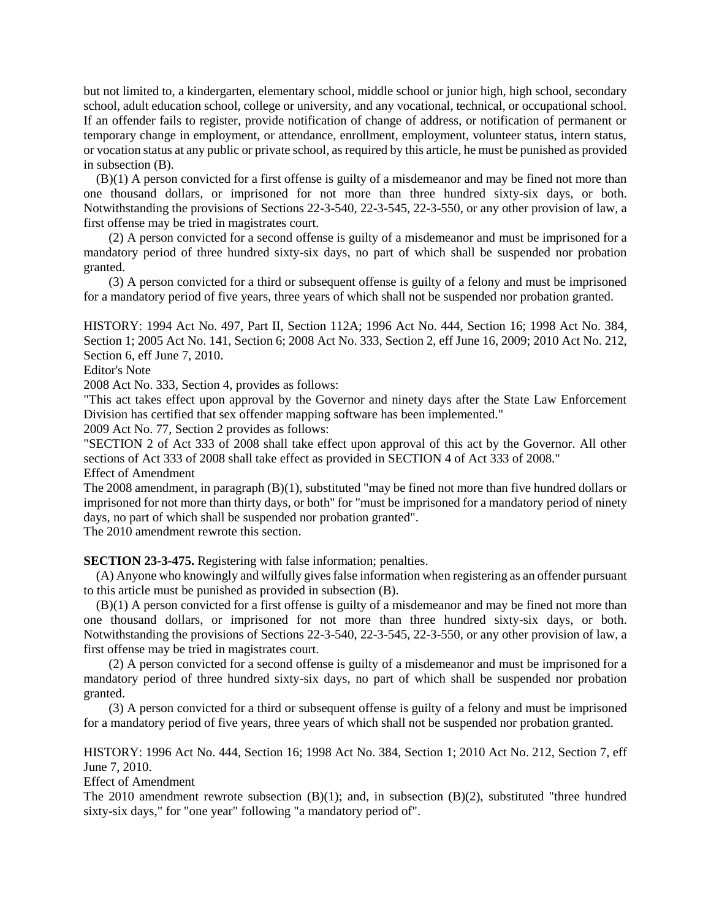but not limited to, a kindergarten, elementary school, middle school or junior high, high school, secondary school, adult education school, college or university, and any vocational, technical, or occupational school. If an offender fails to register, provide notification of change of address, or notification of permanent or temporary change in employment, or attendance, enrollment, employment, volunteer status, intern status, or vocation status at any public or private school, as required by this article, he must be punished as provided in subsection (B).

(B)(1) A person convicted for a first offense is guilty of a misdemeanor and may be fined not more than one thousand dollars, or imprisoned for not more than three hundred sixty-six days, or both. Notwithstanding the provisions of Sections 22-3-540, 22-3-545, 22-3-550, or any other provision of law, a first offense may be tried in magistrates court.

(2) A person convicted for a second offense is guilty of a misdemeanor and must be imprisoned for a mandatory period of three hundred sixty-six days, no part of which shall be suspended nor probation granted.

(3) A person convicted for a third or subsequent offense is guilty of a felony and must be imprisoned for a mandatory period of five years, three years of which shall not be suspended nor probation granted.

HISTORY: 1994 Act No. 497, Part II, Section 112A; 1996 Act No. 444, Section 16; 1998 Act No. 384, Section 1; 2005 Act No. 141, Section 6; 2008 Act No. 333, Section 2, eff June 16, 2009; 2010 Act No. 212, Section 6, eff June 7, 2010.

Editor's Note

2008 Act No. 333, Section 4, provides as follows:

"This act takes effect upon approval by the Governor and ninety days after the State Law Enforcement Division has certified that sex offender mapping software has been implemented."

2009 Act No. 77, Section 2 provides as follows:

"SECTION 2 of Act 333 of 2008 shall take effect upon approval of this act by the Governor. All other sections of Act 333 of 2008 shall take effect as provided in SECTION 4 of Act 333 of 2008."

Effect of Amendment

The 2008 amendment, in paragraph (B)(1), substituted "may be fined not more than five hundred dollars or imprisoned for not more than thirty days, or both" for "must be imprisoned for a mandatory period of ninety days, no part of which shall be suspended nor probation granted".

The 2010 amendment rewrote this section.

**SECTION 23-3-475.** Registering with false information; penalties.

(A) Anyone who knowingly and wilfully gives false information when registering as an offender pursuant to this article must be punished as provided in subsection (B).

(B)(1) A person convicted for a first offense is guilty of a misdemeanor and may be fined not more than one thousand dollars, or imprisoned for not more than three hundred sixty-six days, or both. Notwithstanding the provisions of Sections 22-3-540, 22-3-545, 22-3-550, or any other provision of law, a first offense may be tried in magistrates court.

(2) A person convicted for a second offense is guilty of a misdemeanor and must be imprisoned for a mandatory period of three hundred sixty-six days, no part of which shall be suspended nor probation granted.

(3) A person convicted for a third or subsequent offense is guilty of a felony and must be imprisoned for a mandatory period of five years, three years of which shall not be suspended nor probation granted.

HISTORY: 1996 Act No. 444, Section 16; 1998 Act No. 384, Section 1; 2010 Act No. 212, Section 7, eff June 7, 2010.

Effect of Amendment

The 2010 amendment rewrote subsection (B)(1); and, in subsection (B)(2), substituted "three hundred sixty-six days," for "one year" following "a mandatory period of".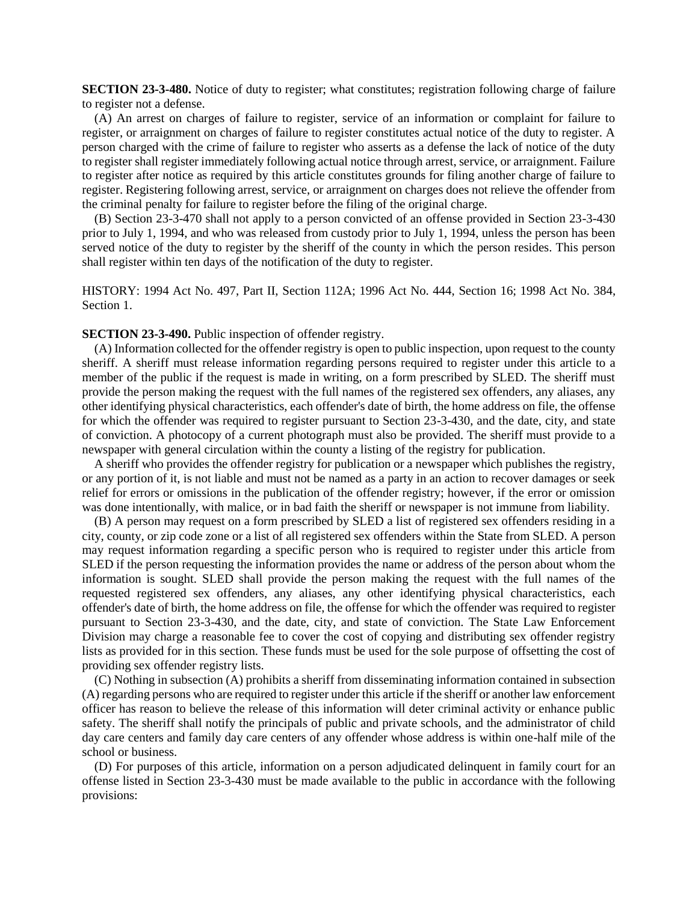**SECTION 23-3-480.** Notice of duty to register; what constitutes; registration following charge of failure to register not a defense.

(A) An arrest on charges of failure to register, service of an information or complaint for failure to register, or arraignment on charges of failure to register constitutes actual notice of the duty to register. A person charged with the crime of failure to register who asserts as a defense the lack of notice of the duty to register shall register immediately following actual notice through arrest, service, or arraignment. Failure to register after notice as required by this article constitutes grounds for filing another charge of failure to register. Registering following arrest, service, or arraignment on charges does not relieve the offender from the criminal penalty for failure to register before the filing of the original charge.

(B) Section 23-3-470 shall not apply to a person convicted of an offense provided in Section 23-3-430 prior to July 1, 1994, and who was released from custody prior to July 1, 1994, unless the person has been served notice of the duty to register by the sheriff of the county in which the person resides. This person shall register within ten days of the notification of the duty to register.

HISTORY: 1994 Act No. 497, Part II, Section 112A; 1996 Act No. 444, Section 16; 1998 Act No. 384, Section 1.

**SECTION 23-3-490.** Public inspection of offender registry.

(A) Information collected for the offender registry is open to public inspection, upon request to the county sheriff. A sheriff must release information regarding persons required to register under this article to a member of the public if the request is made in writing, on a form prescribed by SLED. The sheriff must provide the person making the request with the full names of the registered sex offenders, any aliases, any other identifying physical characteristics, each offender's date of birth, the home address on file, the offense for which the offender was required to register pursuant to Section 23-3-430, and the date, city, and state of conviction. A photocopy of a current photograph must also be provided. The sheriff must provide to a newspaper with general circulation within the county a listing of the registry for publication.

A sheriff who provides the offender registry for publication or a newspaper which publishes the registry, or any portion of it, is not liable and must not be named as a party in an action to recover damages or seek relief for errors or omissions in the publication of the offender registry; however, if the error or omission was done intentionally, with malice, or in bad faith the sheriff or newspaper is not immune from liability.

(B) A person may request on a form prescribed by SLED a list of registered sex offenders residing in a city, county, or zip code zone or a list of all registered sex offenders within the State from SLED. A person may request information regarding a specific person who is required to register under this article from SLED if the person requesting the information provides the name or address of the person about whom the information is sought. SLED shall provide the person making the request with the full names of the requested registered sex offenders, any aliases, any other identifying physical characteristics, each offender's date of birth, the home address on file, the offense for which the offender was required to register pursuant to Section 23-3-430, and the date, city, and state of conviction. The State Law Enforcement Division may charge a reasonable fee to cover the cost of copying and distributing sex offender registry lists as provided for in this section. These funds must be used for the sole purpose of offsetting the cost of providing sex offender registry lists.

(C) Nothing in subsection (A) prohibits a sheriff from disseminating information contained in subsection (A) regarding persons who are required to register under this article if the sheriff or another law enforcement officer has reason to believe the release of this information will deter criminal activity or enhance public safety. The sheriff shall notify the principals of public and private schools, and the administrator of child day care centers and family day care centers of any offender whose address is within one-half mile of the school or business.

(D) For purposes of this article, information on a person adjudicated delinquent in family court for an offense listed in Section 23-3-430 must be made available to the public in accordance with the following provisions: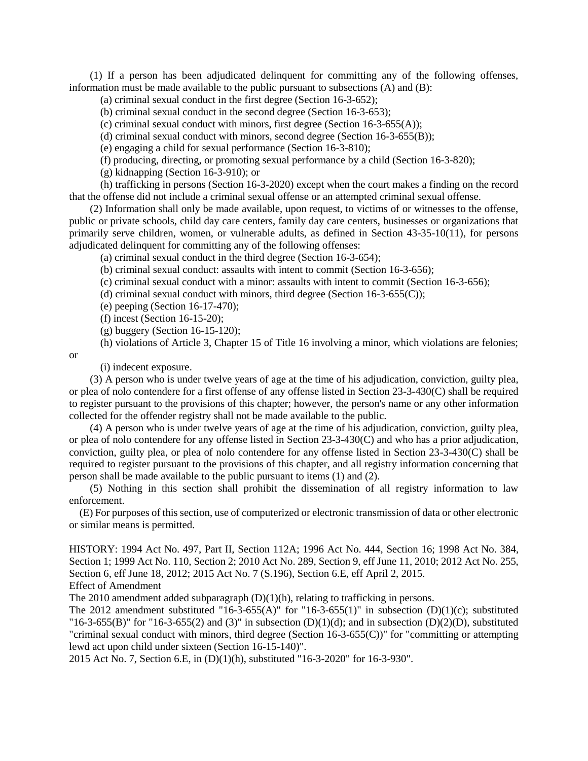(1) If a person has been adjudicated delinquent for committing any of the following offenses, information must be made available to the public pursuant to subsections (A) and (B):

(a) criminal sexual conduct in the first degree (Section 16-3-652);

(b) criminal sexual conduct in the second degree (Section 16-3-653);

(c) criminal sexual conduct with minors, first degree (Section 16-3-655(A));

(d) criminal sexual conduct with minors, second degree (Section 16-3-655(B));

(e) engaging a child for sexual performance (Section 16-3-810);

(f) producing, directing, or promoting sexual performance by a child (Section 16-3-820);

(g) kidnapping (Section 16-3-910); or

(h) trafficking in persons (Section 16-3-2020) except when the court makes a finding on the record that the offense did not include a criminal sexual offense or an attempted criminal sexual offense.

(2) Information shall only be made available, upon request, to victims of or witnesses to the offense, public or private schools, child day care centers, family day care centers, businesses or organizations that primarily serve children, women, or vulnerable adults, as defined in Section 43-35-10(11), for persons adjudicated delinquent for committing any of the following offenses:

(a) criminal sexual conduct in the third degree (Section 16-3-654);

(b) criminal sexual conduct: assaults with intent to commit (Section 16-3-656);

(c) criminal sexual conduct with a minor: assaults with intent to commit (Section 16-3-656);

(d) criminal sexual conduct with minors, third degree (Section 16-3-655(C));

(e) peeping (Section 16-17-470);

(f) incest (Section 16-15-20);

(g) buggery (Section 16-15-120);

(h) violations of Article 3, Chapter 15 of Title 16 involving a minor, which violations are felonies; or

(i) indecent exposure.

(3) A person who is under twelve years of age at the time of his adjudication, conviction, guilty plea, or plea of nolo contendere for a first offense of any offense listed in Section 23-3-430(C) shall be required to register pursuant to the provisions of this chapter; however, the person's name or any other information collected for the offender registry shall not be made available to the public.

(4) A person who is under twelve years of age at the time of his adjudication, conviction, guilty plea, or plea of nolo contendere for any offense listed in Section 23-3-430(C) and who has a prior adjudication, conviction, guilty plea, or plea of nolo contendere for any offense listed in Section 23-3-430(C) shall be required to register pursuant to the provisions of this chapter, and all registry information concerning that person shall be made available to the public pursuant to items (1) and (2).

(5) Nothing in this section shall prohibit the dissemination of all registry information to law enforcement.

(E) For purposes of this section, use of computerized or electronic transmission of data or other electronic or similar means is permitted.

HISTORY: 1994 Act No. 497, Part II, Section 112A; 1996 Act No. 444, Section 16; 1998 Act No. 384, Section 1; 1999 Act No. 110, Section 2; 2010 Act No. 289, Section 9, eff June 11, 2010; 2012 Act No. 255, Section 6, eff June 18, 2012; 2015 Act No. 7 (S.196), Section 6.E, eff April 2, 2015.

Effect of Amendment

The 2010 amendment added subparagraph (D)(1)(h), relating to trafficking in persons.

The 2012 amendment substituted "16-3-655(A)" for "16-3-655(1)" in subsection (D)(1)(c); substituted "16-3-655(B)" for "16-3-655(2) and (3)" in subsection (D)(1)(d); and in subsection (D)(2)(D), substituted "criminal sexual conduct with minors, third degree (Section 16-3-655(C))" for "committing or attempting lewd act upon child under sixteen (Section 16-15-140)".

2015 Act No. 7, Section 6.E, in (D)(1)(h), substituted "16-3-2020" for 16-3-930".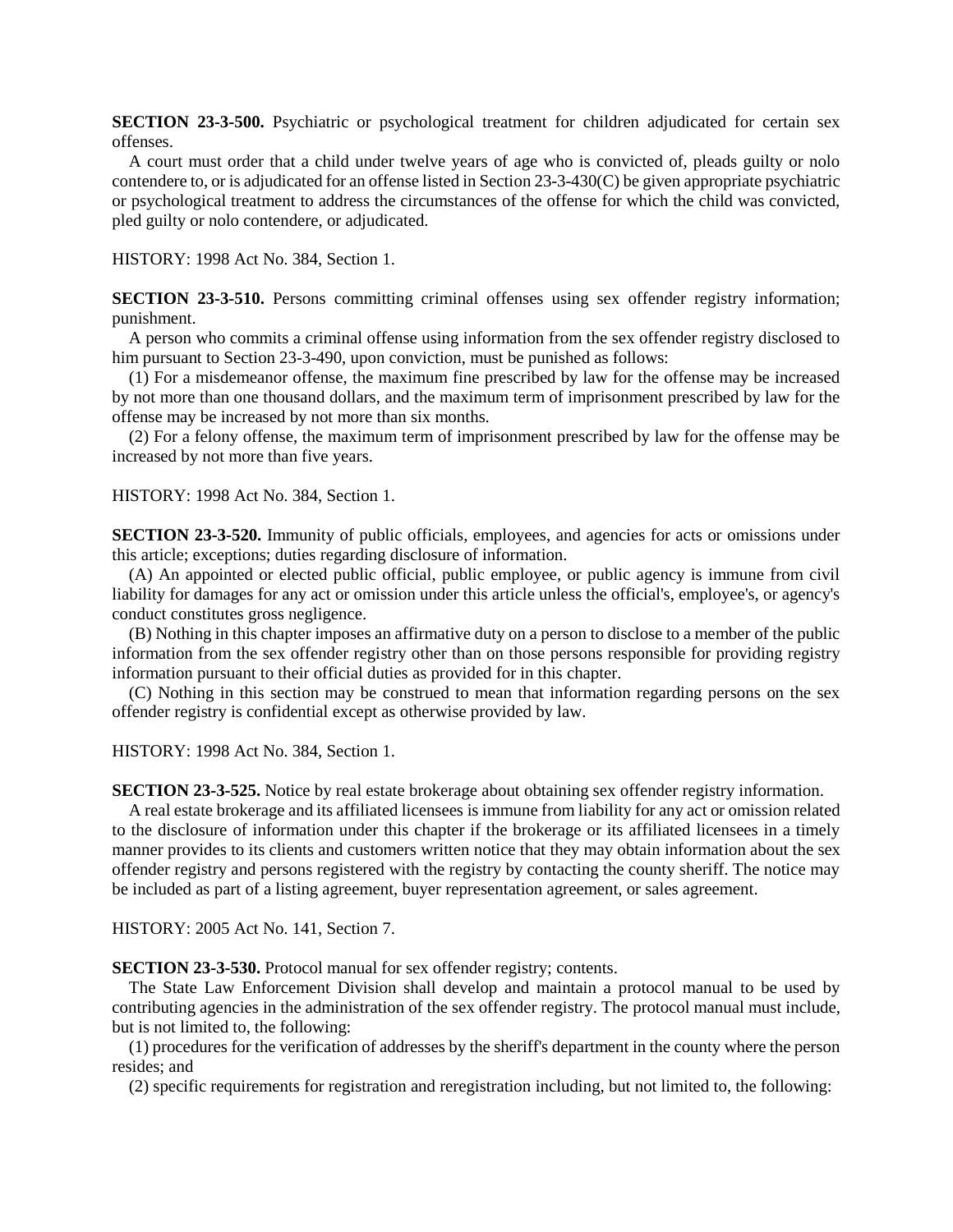**SECTION 23-3-500.** Psychiatric or psychological treatment for children adjudicated for certain sex offenses.

A court must order that a child under twelve years of age who is convicted of, pleads guilty or nolo contendere to, or is adjudicated for an offense listed in Section 23-3-430(C) be given appropriate psychiatric or psychological treatment to address the circumstances of the offense for which the child was convicted, pled guilty or nolo contendere, or adjudicated.

HISTORY: 1998 Act No. 384, Section 1.

**SECTION 23-3-510.** Persons committing criminal offenses using sex offender registry information; punishment.

A person who commits a criminal offense using information from the sex offender registry disclosed to him pursuant to Section 23-3-490, upon conviction, must be punished as follows:

(1) For a misdemeanor offense, the maximum fine prescribed by law for the offense may be increased by not more than one thousand dollars, and the maximum term of imprisonment prescribed by law for the offense may be increased by not more than six months.

(2) For a felony offense, the maximum term of imprisonment prescribed by law for the offense may be increased by not more than five years.

HISTORY: 1998 Act No. 384, Section 1.

**SECTION 23-3-520.** Immunity of public officials, employees, and agencies for acts or omissions under this article; exceptions; duties regarding disclosure of information.

(A) An appointed or elected public official, public employee, or public agency is immune from civil liability for damages for any act or omission under this article unless the official's, employee's, or agency's conduct constitutes gross negligence.

(B) Nothing in this chapter imposes an affirmative duty on a person to disclose to a member of the public information from the sex offender registry other than on those persons responsible for providing registry information pursuant to their official duties as provided for in this chapter.

(C) Nothing in this section may be construed to mean that information regarding persons on the sex offender registry is confidential except as otherwise provided by law.

HISTORY: 1998 Act No. 384, Section 1.

**SECTION 23-3-525.** Notice by real estate brokerage about obtaining sex offender registry information.

A real estate brokerage and its affiliated licensees is immune from liability for any act or omission related to the disclosure of information under this chapter if the brokerage or its affiliated licensees in a timely manner provides to its clients and customers written notice that they may obtain information about the sex offender registry and persons registered with the registry by contacting the county sheriff. The notice may be included as part of a listing agreement, buyer representation agreement, or sales agreement.

HISTORY: 2005 Act No. 141, Section 7.

**SECTION 23-3-530.** Protocol manual for sex offender registry; contents.

The State Law Enforcement Division shall develop and maintain a protocol manual to be used by contributing agencies in the administration of the sex offender registry. The protocol manual must include, but is not limited to, the following:

(1) procedures for the verification of addresses by the sheriff's department in the county where the person resides; and

(2) specific requirements for registration and reregistration including, but not limited to, the following: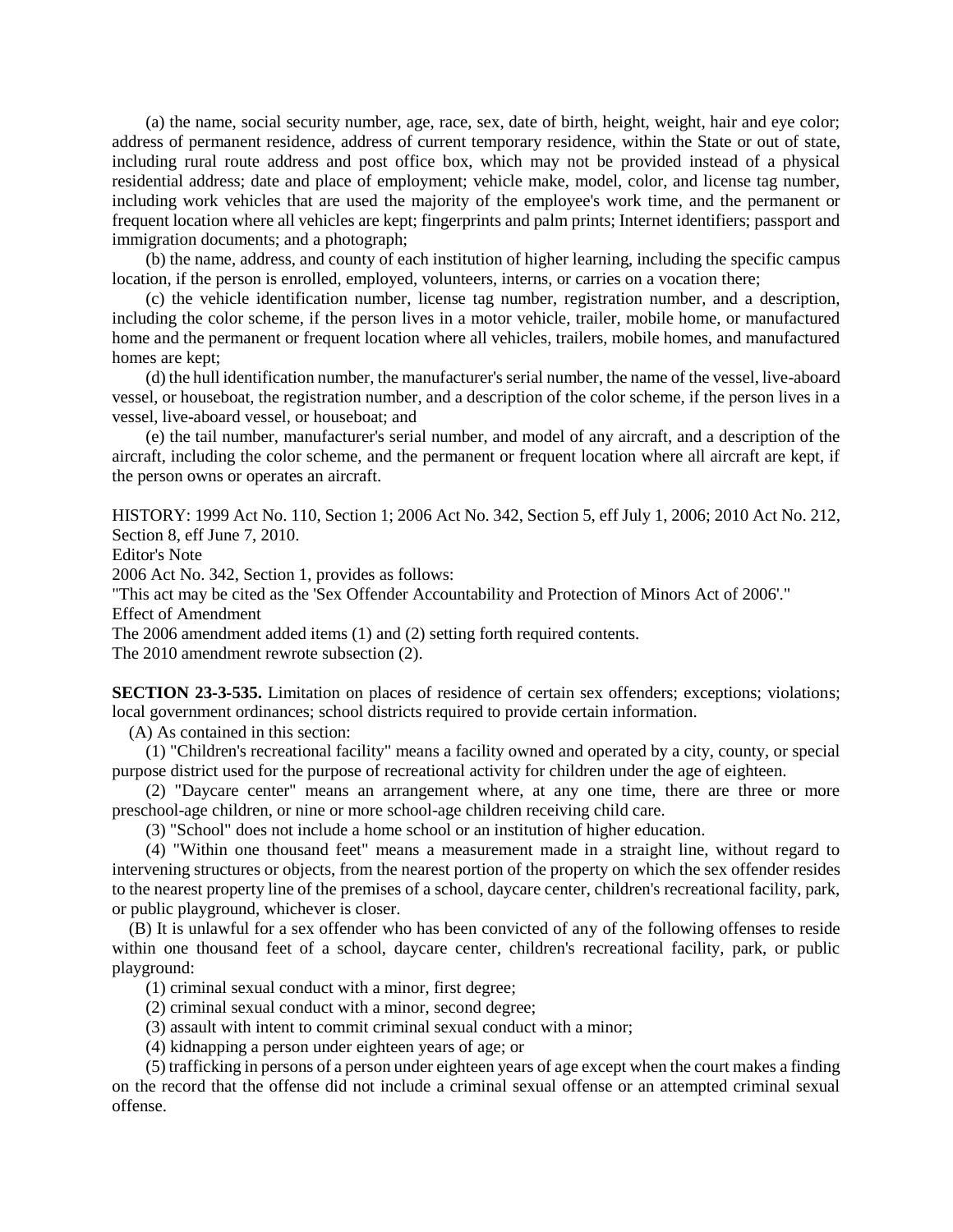(a) the name, social security number, age, race, sex, date of birth, height, weight, hair and eye color; address of permanent residence, address of current temporary residence, within the State or out of state, including rural route address and post office box, which may not be provided instead of a physical residential address; date and place of employment; vehicle make, model, color, and license tag number, including work vehicles that are used the majority of the employee's work time, and the permanent or frequent location where all vehicles are kept; fingerprints and palm prints; Internet identifiers; passport and immigration documents; and a photograph;

(b) the name, address, and county of each institution of higher learning, including the specific campus location, if the person is enrolled, employed, volunteers, interns, or carries on a vocation there;

(c) the vehicle identification number, license tag number, registration number, and a description, including the color scheme, if the person lives in a motor vehicle, trailer, mobile home, or manufactured home and the permanent or frequent location where all vehicles, trailers, mobile homes, and manufactured homes are kept;

(d) the hull identification number, the manufacturer's serial number, the name of the vessel, live-aboard vessel, or houseboat, the registration number, and a description of the color scheme, if the person lives in a vessel, live-aboard vessel, or houseboat; and

(e) the tail number, manufacturer's serial number, and model of any aircraft, and a description of the aircraft, including the color scheme, and the permanent or frequent location where all aircraft are kept, if the person owns or operates an aircraft.

HISTORY: 1999 Act No. 110, Section 1; 2006 Act No. 342, Section 5, eff July 1, 2006; 2010 Act No. 212, Section 8, eff June 7, 2010.

Editor's Note

2006 Act No. 342, Section 1, provides as follows:

"This act may be cited as the 'Sex Offender Accountability and Protection of Minors Act of 2006'."

Effect of Amendment

The 2006 amendment added items (1) and (2) setting forth required contents.

The 2010 amendment rewrote subsection (2).

**SECTION 23-3-535.** Limitation on places of residence of certain sex offenders; exceptions; violations; local government ordinances; school districts required to provide certain information.

(A) As contained in this section:

(1) "Children's recreational facility" means a facility owned and operated by a city, county, or special purpose district used for the purpose of recreational activity for children under the age of eighteen.

(2) "Daycare center" means an arrangement where, at any one time, there are three or more preschool-age children, or nine or more school-age children receiving child care.

(3) "School" does not include a home school or an institution of higher education.

(4) "Within one thousand feet" means a measurement made in a straight line, without regard to intervening structures or objects, from the nearest portion of the property on which the sex offender resides to the nearest property line of the premises of a school, daycare center, children's recreational facility, park, or public playground, whichever is closer.

(B) It is unlawful for a sex offender who has been convicted of any of the following offenses to reside within one thousand feet of a school, daycare center, children's recreational facility, park, or public playground:

(1) criminal sexual conduct with a minor, first degree;

(2) criminal sexual conduct with a minor, second degree;

(3) assault with intent to commit criminal sexual conduct with a minor;

(4) kidnapping a person under eighteen years of age; or

(5) trafficking in persons of a person under eighteen years of age except when the court makes a finding on the record that the offense did not include a criminal sexual offense or an attempted criminal sexual offense.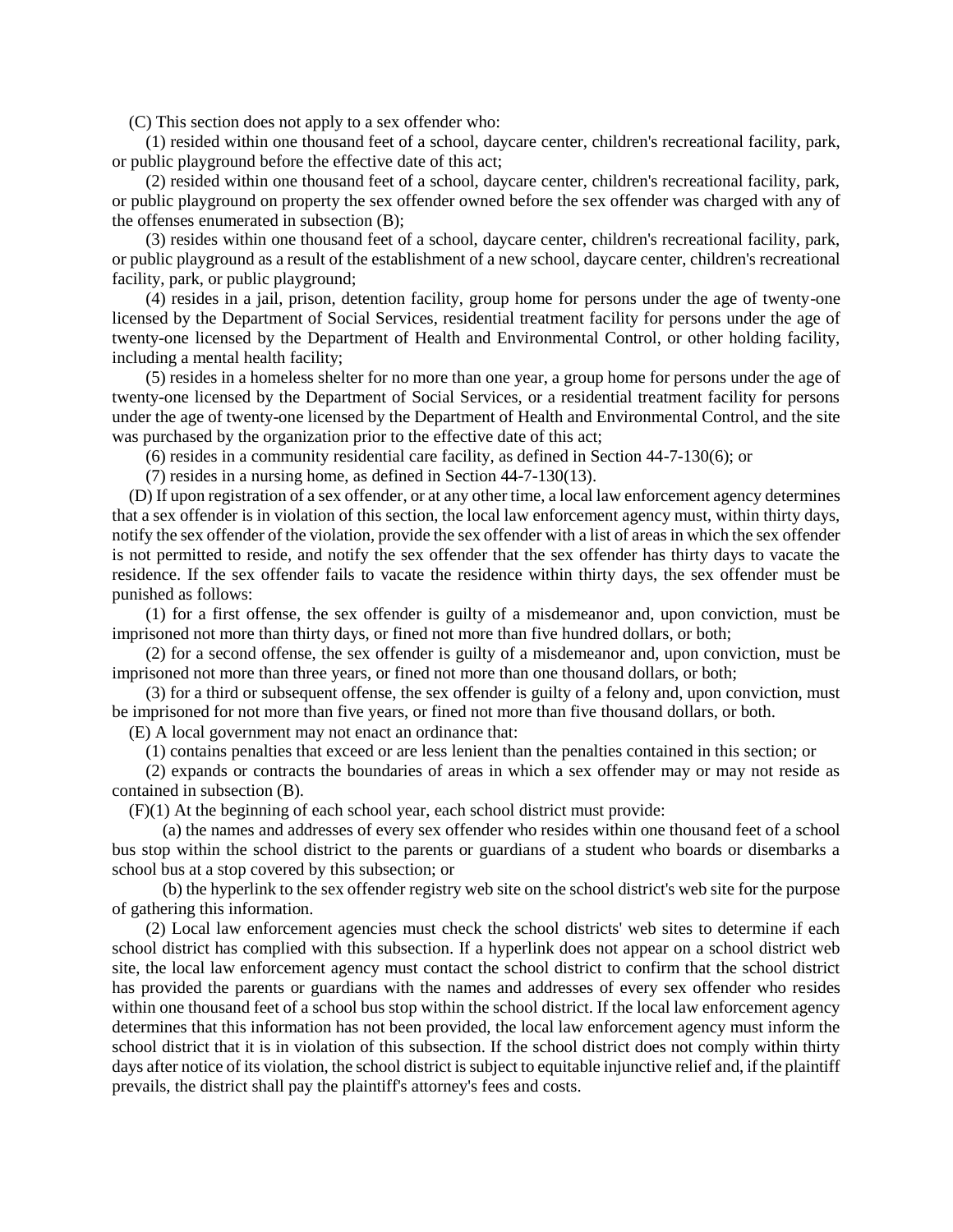(C) This section does not apply to a sex offender who:

(1) resided within one thousand feet of a school, daycare center, children's recreational facility, park, or public playground before the effective date of this act;

(2) resided within one thousand feet of a school, daycare center, children's recreational facility, park, or public playground on property the sex offender owned before the sex offender was charged with any of the offenses enumerated in subsection (B);

(3) resides within one thousand feet of a school, daycare center, children's recreational facility, park, or public playground as a result of the establishment of a new school, daycare center, children's recreational facility, park, or public playground;

(4) resides in a jail, prison, detention facility, group home for persons under the age of twenty-one licensed by the Department of Social Services, residential treatment facility for persons under the age of twenty-one licensed by the Department of Health and Environmental Control, or other holding facility, including a mental health facility;

(5) resides in a homeless shelter for no more than one year, a group home for persons under the age of twenty-one licensed by the Department of Social Services, or a residential treatment facility for persons under the age of twenty-one licensed by the Department of Health and Environmental Control, and the site was purchased by the organization prior to the effective date of this act;

(6) resides in a community residential care facility, as defined in Section 44-7-130(6); or

(7) resides in a nursing home, as defined in Section 44-7-130(13).

(D) If upon registration of a sex offender, or at any other time, a local law enforcement agency determines that a sex offender is in violation of this section, the local law enforcement agency must, within thirty days, notify the sex offender of the violation, provide the sex offender with a list of areas in which the sex offender is not permitted to reside, and notify the sex offender that the sex offender has thirty days to vacate the residence. If the sex offender fails to vacate the residence within thirty days, the sex offender must be punished as follows:

(1) for a first offense, the sex offender is guilty of a misdemeanor and, upon conviction, must be imprisoned not more than thirty days, or fined not more than five hundred dollars, or both;

(2) for a second offense, the sex offender is guilty of a misdemeanor and, upon conviction, must be imprisoned not more than three years, or fined not more than one thousand dollars, or both;

(3) for a third or subsequent offense, the sex offender is guilty of a felony and, upon conviction, must be imprisoned for not more than five years, or fined not more than five thousand dollars, or both.

(E) A local government may not enact an ordinance that:

(1) contains penalties that exceed or are less lenient than the penalties contained in this section; or

(2) expands or contracts the boundaries of areas in which a sex offender may or may not reside as contained in subsection (B).

(F)(1) At the beginning of each school year, each school district must provide:

(a) the names and addresses of every sex offender who resides within one thousand feet of a school bus stop within the school district to the parents or guardians of a student who boards or disembarks a school bus at a stop covered by this subsection; or

(b) the hyperlink to the sex offender registry web site on the school district's web site for the purpose of gathering this information.

(2) Local law enforcement agencies must check the school districts' web sites to determine if each school district has complied with this subsection. If a hyperlink does not appear on a school district web site, the local law enforcement agency must contact the school district to confirm that the school district has provided the parents or guardians with the names and addresses of every sex offender who resides within one thousand feet of a school bus stop within the school district. If the local law enforcement agency determines that this information has not been provided, the local law enforcement agency must inform the school district that it is in violation of this subsection. If the school district does not comply within thirty days after notice of its violation, the school district is subject to equitable injunctive relief and, if the plaintiff prevails, the district shall pay the plaintiff's attorney's fees and costs.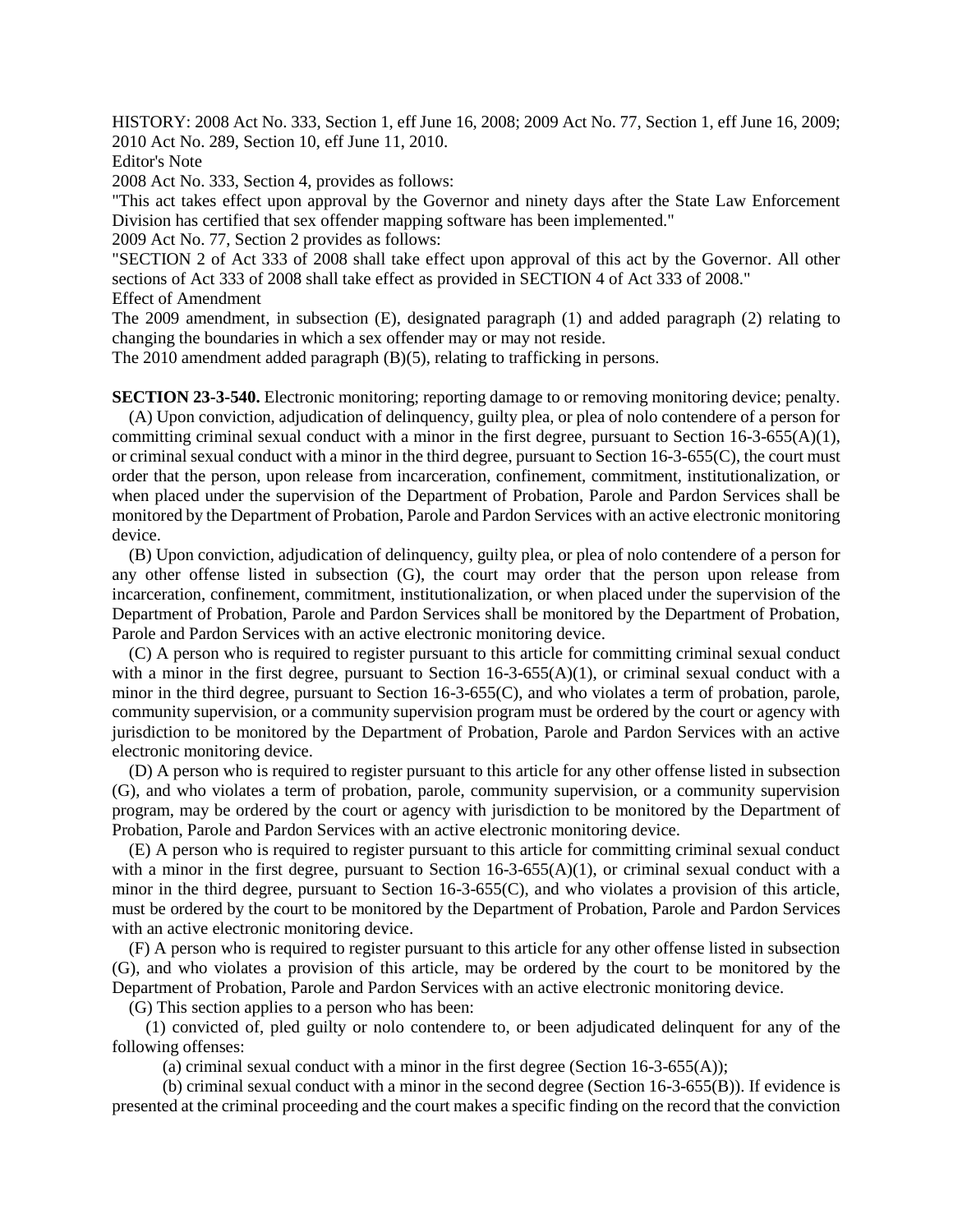HISTORY: 2008 Act No. 333, Section 1, eff June 16, 2008; 2009 Act No. 77, Section 1, eff June 16, 2009; 2010 Act No. 289, Section 10, eff June 11, 2010.

Editor's Note

2008 Act No. 333, Section 4, provides as follows:

"This act takes effect upon approval by the Governor and ninety days after the State Law Enforcement Division has certified that sex offender mapping software has been implemented."

2009 Act No. 77, Section 2 provides as follows:

"SECTION 2 of Act 333 of 2008 shall take effect upon approval of this act by the Governor. All other sections of Act 333 of 2008 shall take effect as provided in SECTION 4 of Act 333 of 2008."

Effect of Amendment

The 2009 amendment, in subsection (E), designated paragraph (1) and added paragraph (2) relating to changing the boundaries in which a sex offender may or may not reside.

The 2010 amendment added paragraph (B)(5), relating to trafficking in persons.

**SECTION 23-3-540.** Electronic monitoring; reporting damage to or removing monitoring device; penalty.

(A) Upon conviction, adjudication of delinquency, guilty plea, or plea of nolo contendere of a person for committing criminal sexual conduct with a minor in the first degree, pursuant to Section 16-3-655(A)(1), or criminal sexual conduct with a minor in the third degree, pursuant to Section 16-3-655(C), the court must order that the person, upon release from incarceration, confinement, commitment, institutionalization, or when placed under the supervision of the Department of Probation, Parole and Pardon Services shall be monitored by the Department of Probation, Parole and Pardon Services with an active electronic monitoring device.

(B) Upon conviction, adjudication of delinquency, guilty plea, or plea of nolo contendere of a person for any other offense listed in subsection (G), the court may order that the person upon release from incarceration, confinement, commitment, institutionalization, or when placed under the supervision of the Department of Probation, Parole and Pardon Services shall be monitored by the Department of Probation, Parole and Pardon Services with an active electronic monitoring device.

(C) A person who is required to register pursuant to this article for committing criminal sexual conduct with a minor in the first degree, pursuant to Section 16-3-655(A)(1), or criminal sexual conduct with a minor in the third degree, pursuant to Section 16-3-655(C), and who violates a term of probation, parole, community supervision, or a community supervision program must be ordered by the court or agency with jurisdiction to be monitored by the Department of Probation, Parole and Pardon Services with an active electronic monitoring device.

(D) A person who is required to register pursuant to this article for any other offense listed in subsection (G), and who violates a term of probation, parole, community supervision, or a community supervision program, may be ordered by the court or agency with jurisdiction to be monitored by the Department of Probation, Parole and Pardon Services with an active electronic monitoring device.

(E) A person who is required to register pursuant to this article for committing criminal sexual conduct with a minor in the first degree, pursuant to Section 16-3-655(A)(1), or criminal sexual conduct with a minor in the third degree, pursuant to Section 16-3-655(C), and who violates a provision of this article, must be ordered by the court to be monitored by the Department of Probation, Parole and Pardon Services with an active electronic monitoring device.

(F) A person who is required to register pursuant to this article for any other offense listed in subsection (G), and who violates a provision of this article, may be ordered by the court to be monitored by the Department of Probation, Parole and Pardon Services with an active electronic monitoring device.

(G) This section applies to a person who has been:

(1) convicted of, pled guilty or nolo contendere to, or been adjudicated delinquent for any of the following offenses:

(a) criminal sexual conduct with a minor in the first degree (Section 16-3-655(A));

(b) criminal sexual conduct with a minor in the second degree (Section 16-3-655(B)). If evidence is presented at the criminal proceeding and the court makes a specific finding on the record that the conviction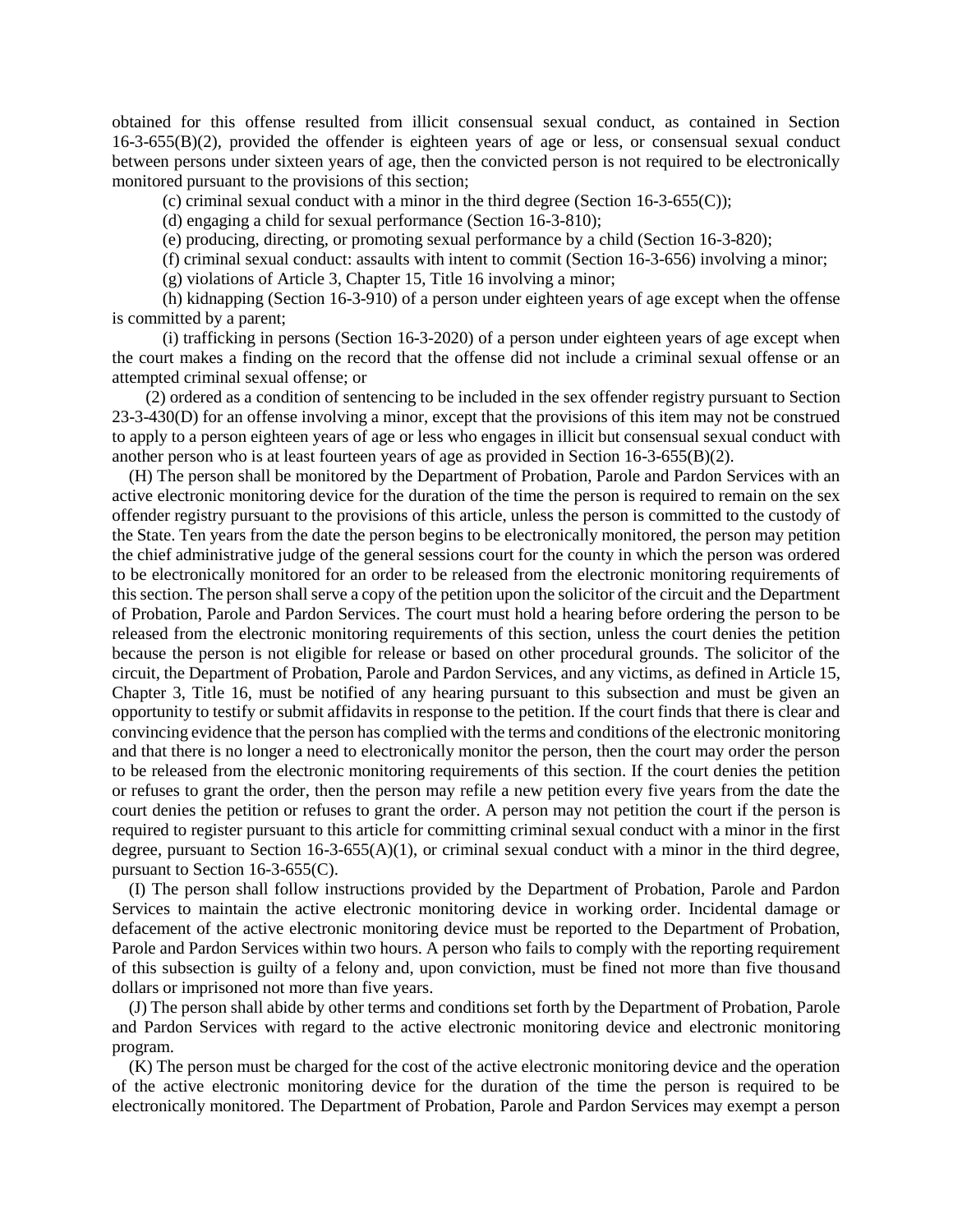obtained for this offense resulted from illicit consensual sexual conduct, as contained in Section 16-3-655(B)(2), provided the offender is eighteen years of age or less, or consensual sexual conduct between persons under sixteen years of age, then the convicted person is not required to be electronically monitored pursuant to the provisions of this section;

(c) criminal sexual conduct with a minor in the third degree (Section 16-3-655(C));

(d) engaging a child for sexual performance (Section 16-3-810);

(e) producing, directing, or promoting sexual performance by a child (Section 16-3-820);

(f) criminal sexual conduct: assaults with intent to commit (Section 16-3-656) involving a minor;

(g) violations of Article 3, Chapter 15, Title 16 involving a minor;

(h) kidnapping (Section 16-3-910) of a person under eighteen years of age except when the offense is committed by a parent;

(i) trafficking in persons (Section 16-3-2020) of a person under eighteen years of age except when the court makes a finding on the record that the offense did not include a criminal sexual offense or an attempted criminal sexual offense; or

(2) ordered as a condition of sentencing to be included in the sex offender registry pursuant to Section 23-3-430(D) for an offense involving a minor, except that the provisions of this item may not be construed to apply to a person eighteen years of age or less who engages in illicit but consensual sexual conduct with another person who is at least fourteen years of age as provided in Section 16-3-655(B)(2).

(H) The person shall be monitored by the Department of Probation, Parole and Pardon Services with an active electronic monitoring device for the duration of the time the person is required to remain on the sex offender registry pursuant to the provisions of this article, unless the person is committed to the custody of the State. Ten years from the date the person begins to be electronically monitored, the person may petition the chief administrative judge of the general sessions court for the county in which the person was ordered to be electronically monitored for an order to be released from the electronic monitoring requirements of this section. The person shall serve a copy of the petition upon the solicitor of the circuit and the Department of Probation, Parole and Pardon Services. The court must hold a hearing before ordering the person to be released from the electronic monitoring requirements of this section, unless the court denies the petition because the person is not eligible for release or based on other procedural grounds. The solicitor of the circuit, the Department of Probation, Parole and Pardon Services, and any victims, as defined in Article 15, Chapter 3, Title 16, must be notified of any hearing pursuant to this subsection and must be given an opportunity to testify or submit affidavits in response to the petition. If the court finds that there is clear and convincing evidence that the person has complied with the terms and conditions of the electronic monitoring and that there is no longer a need to electronically monitor the person, then the court may order the person to be released from the electronic monitoring requirements of this section. If the court denies the petition or refuses to grant the order, then the person may refile a new petition every five years from the date the court denies the petition or refuses to grant the order. A person may not petition the court if the person is required to register pursuant to this article for committing criminal sexual conduct with a minor in the first degree, pursuant to Section 16-3-655(A)(1), or criminal sexual conduct with a minor in the third degree, pursuant to Section 16-3-655(C).

(I) The person shall follow instructions provided by the Department of Probation, Parole and Pardon Services to maintain the active electronic monitoring device in working order. Incidental damage or defacement of the active electronic monitoring device must be reported to the Department of Probation, Parole and Pardon Services within two hours. A person who fails to comply with the reporting requirement of this subsection is guilty of a felony and, upon conviction, must be fined not more than five thousand dollars or imprisoned not more than five years.

(J) The person shall abide by other terms and conditions set forth by the Department of Probation, Parole and Pardon Services with regard to the active electronic monitoring device and electronic monitoring program.

(K) The person must be charged for the cost of the active electronic monitoring device and the operation of the active electronic monitoring device for the duration of the time the person is required to be electronically monitored. The Department of Probation, Parole and Pardon Services may exempt a person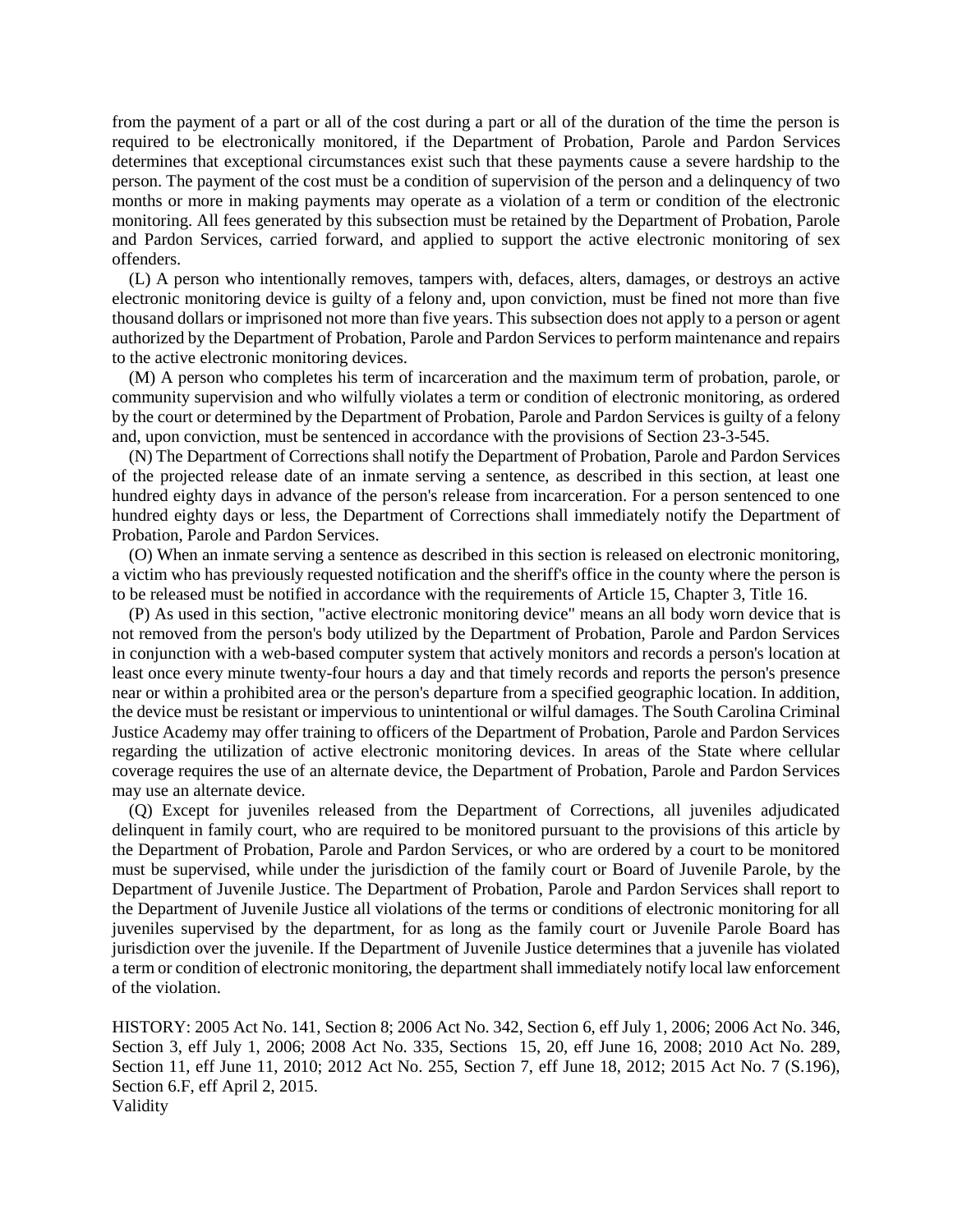from the payment of a part or all of the cost during a part or all of the duration of the time the person is required to be electronically monitored, if the Department of Probation, Parole and Pardon Services determines that exceptional circumstances exist such that these payments cause a severe hardship to the person. The payment of the cost must be a condition of supervision of the person and a delinquency of two months or more in making payments may operate as a violation of a term or condition of the electronic monitoring. All fees generated by this subsection must be retained by the Department of Probation, Parole and Pardon Services, carried forward, and applied to support the active electronic monitoring of sex offenders.

(L) A person who intentionally removes, tampers with, defaces, alters, damages, or destroys an active electronic monitoring device is guilty of a felony and, upon conviction, must be fined not more than five thousand dollars or imprisoned not more than five years. This subsection does not apply to a person or agent authorized by the Department of Probation, Parole and Pardon Services to perform maintenance and repairs to the active electronic monitoring devices.

(M) A person who completes his term of incarceration and the maximum term of probation, parole, or community supervision and who wilfully violates a term or condition of electronic monitoring, as ordered by the court or determined by the Department of Probation, Parole and Pardon Services is guilty of a felony and, upon conviction, must be sentenced in accordance with the provisions of Section 23-3-545.

(N) The Department of Corrections shall notify the Department of Probation, Parole and Pardon Services of the projected release date of an inmate serving a sentence, as described in this section, at least one hundred eighty days in advance of the person's release from incarceration. For a person sentenced to one hundred eighty days or less, the Department of Corrections shall immediately notify the Department of Probation, Parole and Pardon Services.

(O) When an inmate serving a sentence as described in this section is released on electronic monitoring, a victim who has previously requested notification and the sheriff's office in the county where the person is to be released must be notified in accordance with the requirements of Article 15, Chapter 3, Title 16.

(P) As used in this section, "active electronic monitoring device" means an all body worn device that is not removed from the person's body utilized by the Department of Probation, Parole and Pardon Services in conjunction with a web-based computer system that actively monitors and records a person's location at least once every minute twenty-four hours a day and that timely records and reports the person's presence near or within a prohibited area or the person's departure from a specified geographic location. In addition, the device must be resistant or impervious to unintentional or wilful damages. The South Carolina Criminal Justice Academy may offer training to officers of the Department of Probation, Parole and Pardon Services regarding the utilization of active electronic monitoring devices. In areas of the State where cellular coverage requires the use of an alternate device, the Department of Probation, Parole and Pardon Services may use an alternate device.

(Q) Except for juveniles released from the Department of Corrections, all juveniles adjudicated delinquent in family court, who are required to be monitored pursuant to the provisions of this article by the Department of Probation, Parole and Pardon Services, or who are ordered by a court to be monitored must be supervised, while under the jurisdiction of the family court or Board of Juvenile Parole, by the Department of Juvenile Justice. The Department of Probation, Parole and Pardon Services shall report to the Department of Juvenile Justice all violations of the terms or conditions of electronic monitoring for all juveniles supervised by the department, for as long as the family court or Juvenile Parole Board has jurisdiction over the juvenile. If the Department of Juvenile Justice determines that a juvenile has violated a term or condition of electronic monitoring, the department shall immediately notify local law enforcement of the violation.

HISTORY: 2005 Act No. 141, Section 8; 2006 Act No. 342, Section 6, eff July 1, 2006; 2006 Act No. 346, Section 3, eff July 1, 2006; 2008 Act No. 335, Sections 15, 20, eff June 16, 2008; 2010 Act No. 289, Section 11, eff June 11, 2010; 2012 Act No. 255, Section 7, eff June 18, 2012; 2015 Act No. 7 (S.196), Section 6.F, eff April 2, 2015.

Validity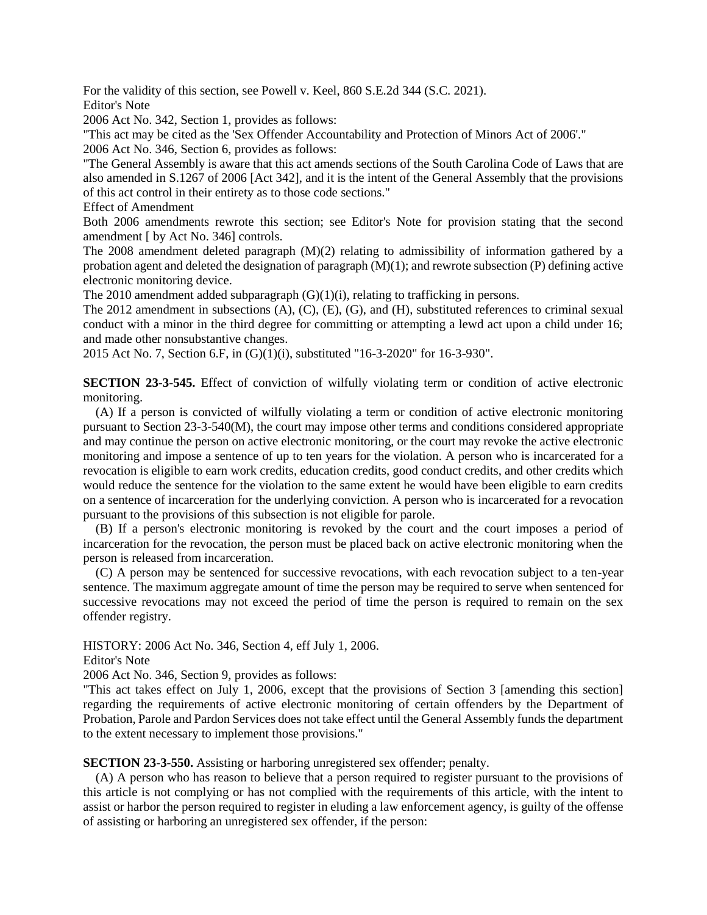For the validity of this section, see Powell v. Keel, 860 S.E.2d 344 (S.C. 2021).

Editor's Note

2006 Act No. 342, Section 1, provides as follows:

"This act may be cited as the 'Sex Offender Accountability and Protection of Minors Act of 2006'."

2006 Act No. 346, Section 6, provides as follows:

"The General Assembly is aware that this act amends sections of the South Carolina Code of Laws that are also amended in S.1267 of 2006 [Act 342], and it is the intent of the General Assembly that the provisions of this act control in their entirety as to those code sections."

Effect of Amendment

Both 2006 amendments rewrote this section; see Editor's Note for provision stating that the second amendment [ by Act No. 346] controls.

The 2008 amendment deleted paragraph (M)(2) relating to admissibility of information gathered by a probation agent and deleted the designation of paragraph (M)(1); and rewrote subsection (P) defining active electronic monitoring device.

The 2010 amendment added subparagraph (G)(1)(i), relating to trafficking in persons.

The 2012 amendment in subsections (A), (C), (E), (G), and (H), substituted references to criminal sexual conduct with a minor in the third degree for committing or attempting a lewd act upon a child under 16; and made other nonsubstantive changes.

2015 Act No. 7, Section 6.F, in (G)(1)(i), substituted "16-3-2020" for 16-3-930".

**SECTION 23-3-545.** Effect of conviction of wilfully violating term or condition of active electronic monitoring.

(A) If a person is convicted of wilfully violating a term or condition of active electronic monitoring pursuant to Section 23-3-540(M), the court may impose other terms and conditions considered appropriate and may continue the person on active electronic monitoring, or the court may revoke the active electronic monitoring and impose a sentence of up to ten years for the violation. A person who is incarcerated for a revocation is eligible to earn work credits, education credits, good conduct credits, and other credits which would reduce the sentence for the violation to the same extent he would have been eligible to earn credits on a sentence of incarceration for the underlying conviction. A person who is incarcerated for a revocation pursuant to the provisions of this subsection is not eligible for parole.

(B) If a person's electronic monitoring is revoked by the court and the court imposes a period of incarceration for the revocation, the person must be placed back on active electronic monitoring when the person is released from incarceration.

(C) A person may be sentenced for successive revocations, with each revocation subject to a ten-year sentence. The maximum aggregate amount of time the person may be required to serve when sentenced for successive revocations may not exceed the period of time the person is required to remain on the sex offender registry.

HISTORY: 2006 Act No. 346, Section 4, eff July 1, 2006.

Editor's Note

2006 Act No. 346, Section 9, provides as follows:

"This act takes effect on July 1, 2006, except that the provisions of Section 3 [amending this section] regarding the requirements of active electronic monitoring of certain offenders by the Department of Probation, Parole and Pardon Services does not take effect until the General Assembly funds the department to the extent necessary to implement those provisions."

**SECTION 23-3-550.** Assisting or harboring unregistered sex offender; penalty.

(A) A person who has reason to believe that a person required to register pursuant to the provisions of this article is not complying or has not complied with the requirements of this article, with the intent to assist or harbor the person required to register in eluding a law enforcement agency, is guilty of the offense of assisting or harboring an unregistered sex offender, if the person: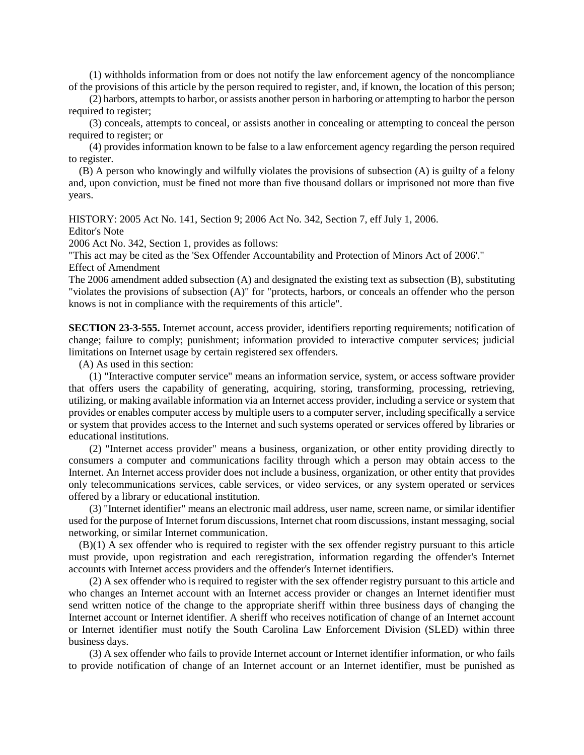(1) withholds information from or does not notify the law enforcement agency of the noncompliance of the provisions of this article by the person required to register, and, if known, the location of this person;

(2) harbors, attempts to harbor, or assists another person in harboring or attempting to harbor the person required to register;

(3) conceals, attempts to conceal, or assists another in concealing or attempting to conceal the person required to register; or

(4) provides information known to be false to a law enforcement agency regarding the person required to register.

(B) A person who knowingly and wilfully violates the provisions of subsection (A) is guilty of a felony and, upon conviction, must be fined not more than five thousand dollars or imprisoned not more than five years.

HISTORY: 2005 Act No. 141, Section 9; 2006 Act No. 342, Section 7, eff July 1, 2006.

Editor's Note

2006 Act No. 342, Section 1, provides as follows:

"This act may be cited as the 'Sex Offender Accountability and Protection of Minors Act of 2006'."

Effect of Amendment

The 2006 amendment added subsection (A) and designated the existing text as subsection (B), substituting "violates the provisions of subsection (A)" for "protects, harbors, or conceals an offender who the person knows is not in compliance with the requirements of this article".

**SECTION 23-3-555.** Internet account, access provider, identifiers reporting requirements; notification of change; failure to comply; punishment; information provided to interactive computer services; judicial limitations on Internet usage by certain registered sex offenders.

(A) As used in this section:

(1) "Interactive computer service" means an information service, system, or access software provider that offers users the capability of generating, acquiring, storing, transforming, processing, retrieving, utilizing, or making available information via an Internet access provider, including a service or system that provides or enables computer access by multiple users to a computer server, including specifically a service or system that provides access to the Internet and such systems operated or services offered by libraries or educational institutions.

(2) "Internet access provider" means a business, organization, or other entity providing directly to consumers a computer and communications facility through which a person may obtain access to the Internet. An Internet access provider does not include a business, organization, or other entity that provides only telecommunications services, cable services, or video services, or any system operated or services offered by a library or educational institution.

(3) "Internet identifier" means an electronic mail address, user name, screen name, or similar identifier used for the purpose of Internet forum discussions, Internet chat room discussions, instant messaging, social networking, or similar Internet communication.

(B)(1) A sex offender who is required to register with the sex offender registry pursuant to this article must provide, upon registration and each reregistration, information regarding the offender's Internet accounts with Internet access providers and the offender's Internet identifiers.

(2) A sex offender who is required to register with the sex offender registry pursuant to this article and who changes an Internet account with an Internet access provider or changes an Internet identifier must send written notice of the change to the appropriate sheriff within three business days of changing the Internet account or Internet identifier. A sheriff who receives notification of change of an Internet account or Internet identifier must notify the South Carolina Law Enforcement Division (SLED) within three business days.

(3) A sex offender who fails to provide Internet account or Internet identifier information, or who fails to provide notification of change of an Internet account or an Internet identifier, must be punished as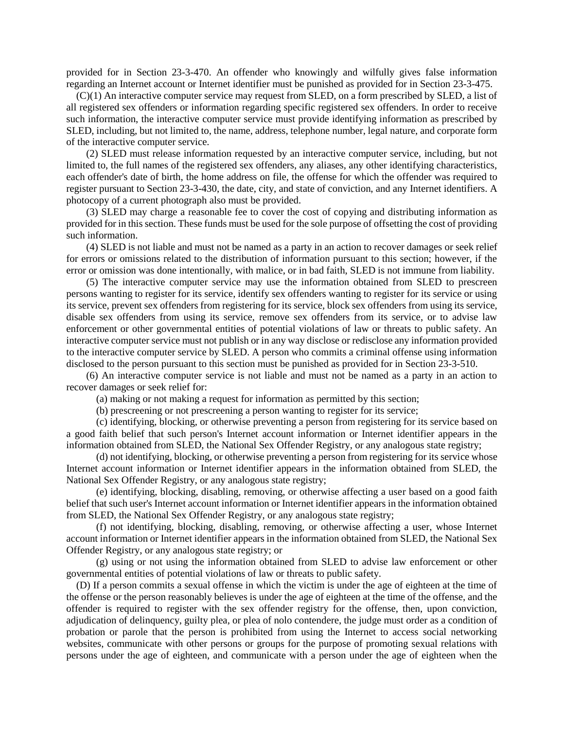provided for in Section 23-3-470. An offender who knowingly and wilfully gives false information regarding an Internet account or Internet identifier must be punished as provided for in Section 23-3-475.

(C)(1) An interactive computer service may request from SLED, on a form prescribed by SLED, a list of all registered sex offenders or information regarding specific registered sex offenders. In order to receive such information, the interactive computer service must provide identifying information as prescribed by SLED, including, but not limited to, the name, address, telephone number, legal nature, and corporate form of the interactive computer service.

(2) SLED must release information requested by an interactive computer service, including, but not limited to, the full names of the registered sex offenders, any aliases, any other identifying characteristics, each offender's date of birth, the home address on file, the offense for which the offender was required to register pursuant to Section 23-3-430, the date, city, and state of conviction, and any Internet identifiers. A photocopy of a current photograph also must be provided.

(3) SLED may charge a reasonable fee to cover the cost of copying and distributing information as provided for in this section. These funds must be used for the sole purpose of offsetting the cost of providing such information.

(4) SLED is not liable and must not be named as a party in an action to recover damages or seek relief for errors or omissions related to the distribution of information pursuant to this section; however, if the error or omission was done intentionally, with malice, or in bad faith, SLED is not immune from liability.

(5) The interactive computer service may use the information obtained from SLED to prescreen persons wanting to register for its service, identify sex offenders wanting to register for its service or using its service, prevent sex offenders from registering for its service, block sex offenders from using its service, disable sex offenders from using its service, remove sex offenders from its service, or to advise law enforcement or other governmental entities of potential violations of law or threats to public safety. An interactive computer service must not publish or in any way disclose or redisclose any information provided to the interactive computer service by SLED. A person who commits a criminal offense using information disclosed to the person pursuant to this section must be punished as provided for in Section 23-3-510.

(6) An interactive computer service is not liable and must not be named as a party in an action to recover damages or seek relief for:

(a) making or not making a request for information as permitted by this section;

(b) prescreening or not prescreening a person wanting to register for its service;

(c) identifying, blocking, or otherwise preventing a person from registering for its service based on a good faith belief that such person's Internet account information or Internet identifier appears in the information obtained from SLED, the National Sex Offender Registry, or any analogous state registry;

(d) not identifying, blocking, or otherwise preventing a person from registering for its service whose Internet account information or Internet identifier appears in the information obtained from SLED, the National Sex Offender Registry, or any analogous state registry;

(e) identifying, blocking, disabling, removing, or otherwise affecting a user based on a good faith belief that such user's Internet account information or Internet identifier appears in the information obtained from SLED, the National Sex Offender Registry, or any analogous state registry;

(f) not identifying, blocking, disabling, removing, or otherwise affecting a user, whose Internet account information or Internet identifier appears in the information obtained from SLED, the National Sex Offender Registry, or any analogous state registry; or

(g) using or not using the information obtained from SLED to advise law enforcement or other governmental entities of potential violations of law or threats to public safety.

(D) If a person commits a sexual offense in which the victim is under the age of eighteen at the time of the offense or the person reasonably believes is under the age of eighteen at the time of the offense, and the offender is required to register with the sex offender registry for the offense, then, upon conviction, adjudication of delinquency, guilty plea, or plea of nolo contendere, the judge must order as a condition of probation or parole that the person is prohibited from using the Internet to access social networking websites, communicate with other persons or groups for the purpose of promoting sexual relations with persons under the age of eighteen, and communicate with a person under the age of eighteen when the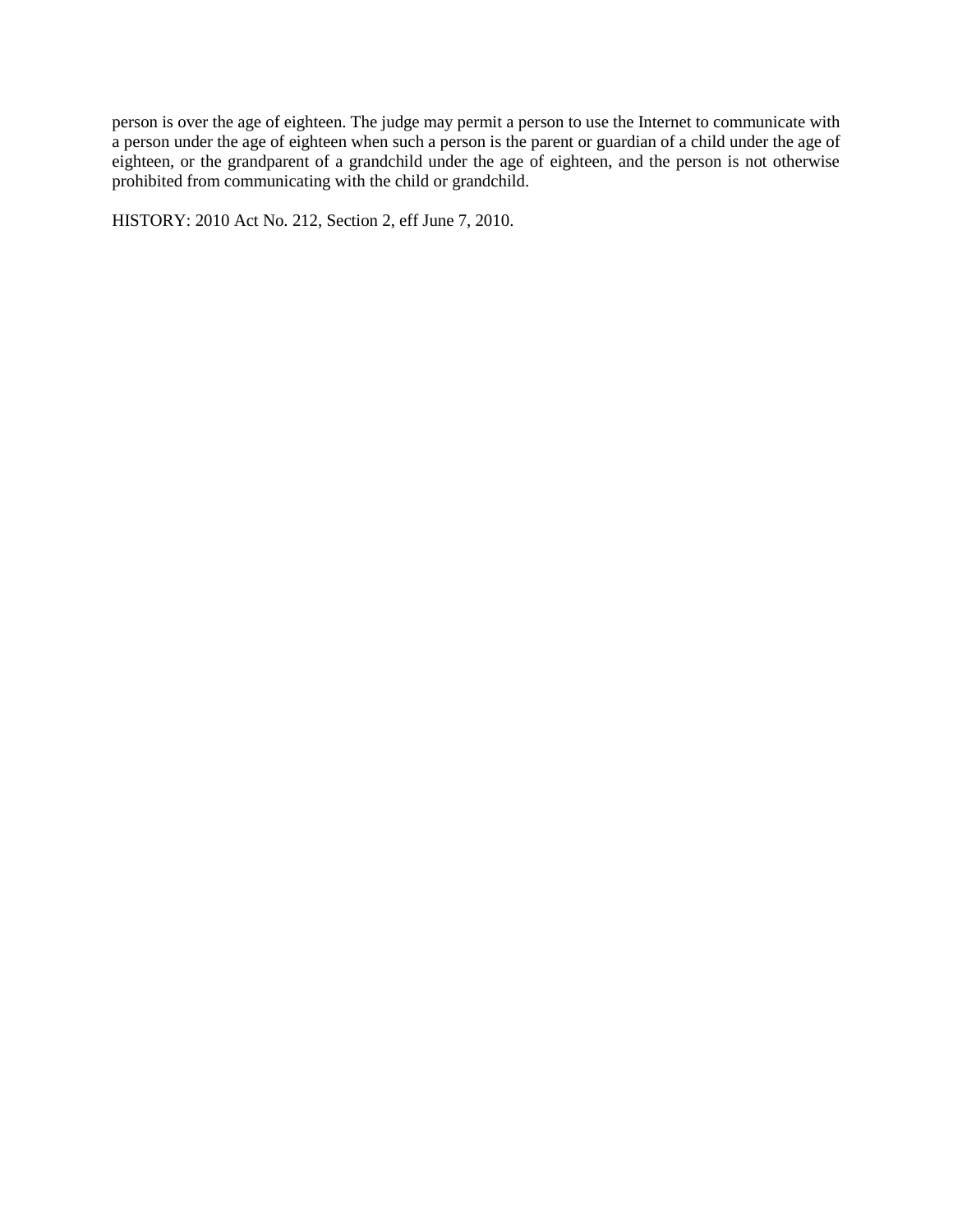person is over the age of eighteen. The judge may permit a person to use the Internet to communicate with a person under the age of eighteen when such a person is the parent or guardian of a child under the age of eighteen, or the grandparent of a grandchild under the age of eighteen, and the person is not otherwise prohibited from communicating with the child or grandchild.

HISTORY: 2010 Act No. 212, Section 2, eff June 7, 2010.